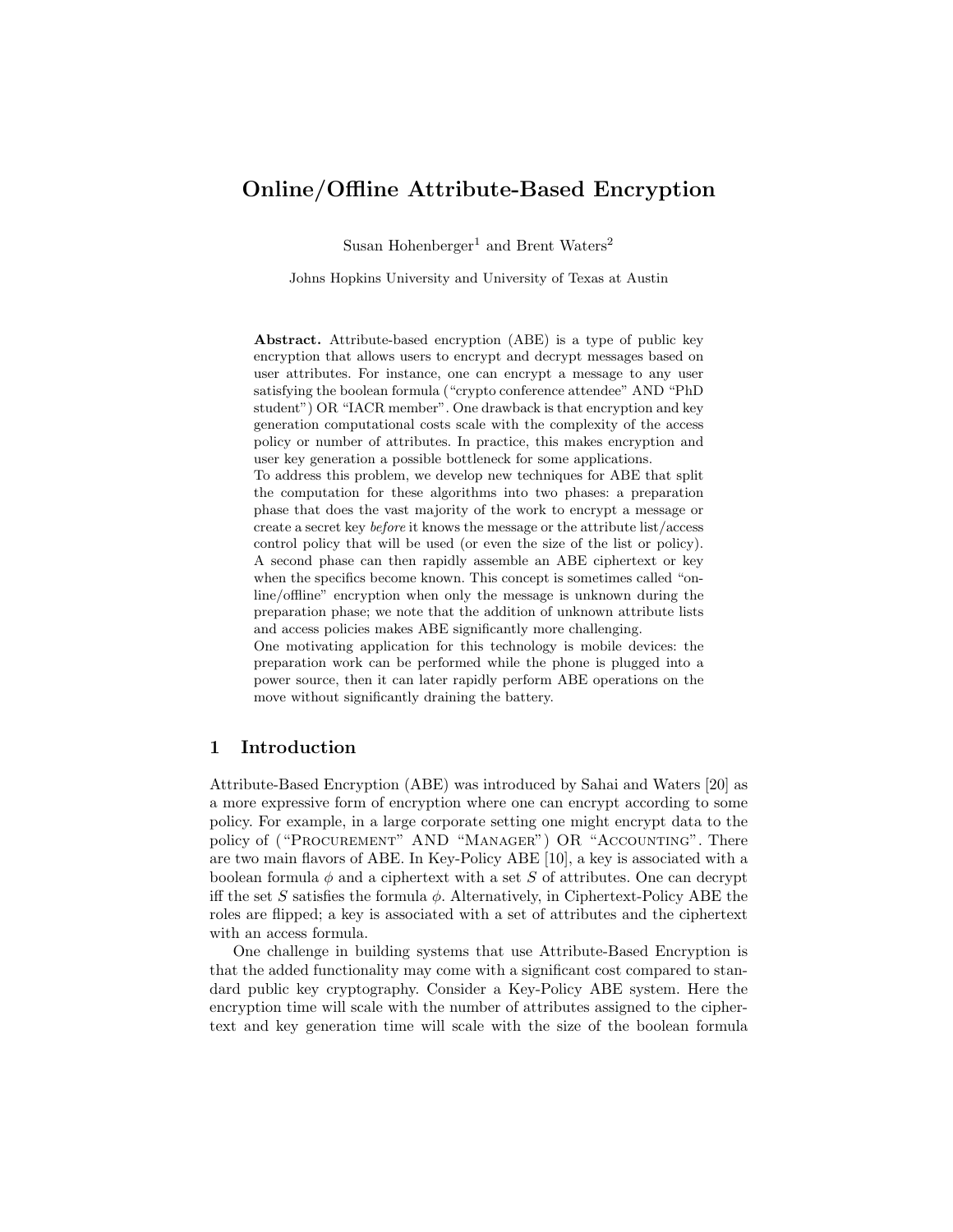# Online/Offline Attribute-Based Encryption

Susan Hohenberger[1] and Brent Waters[2]

Johns Hopkins University and University of Texas at Austin

**Abstract.** Attribute-based encryption (ABE) is a type of public key encryption that allows users to encrypt and decrypt messages based on user attributes. For instance, one can encrypt a message to any user satisfying the boolean formula ("crypto conference attendee" AND "PhD student") OR "IACR member". One drawback is that encryption and key generation computational costs scale with the complexity of the access policy or number of attributes. In practice, this makes encryption and user key generation a possible bottleneck for some applications.
To address this problem, we develop new techniques for ABE that split the computation for these algorithms into two phases: a preparation phase that does the vast majority of the work to encrypt a message or create a secret key *before* it knows the message or the attribute list/access control policy that will be used (or even the size of the list or policy). A second phase can then rapidly assemble an ABE ciphertext or key when the specifics become known. This concept is sometimes called "online/offline" encryption when only the message is unknown during the preparation phase; we note that the addition of unknown attribute lists and access policies makes ABE significantly more challenging.
One motivating application for this technology is mobile devices: the preparation work can be performed while the phone is plugged into a power source, then it can later rapidly perform ABE operations on the move without significantly draining the battery.

## 1 Introduction

Attribute-Based Encryption (ABE) was introduced by Sahai and Waters [20] as a more expressive form of encryption where one can encrypt according to some policy. For example, in a large corporate setting one might encrypt data to the policy of ("Procurement" AND "Manager") OR "Accounting". There are two main flavors of ABE. In Key-Policy ABE [10], a key is associated with a boolean formula $\phi$ and a ciphertext with a set $S$ of attributes. One can decrypt iff the set $S$ satisfies the formula $\phi$. Alternatively, in Ciphertext-Policy ABE the roles are flipped; a key is associated with a set of attributes and the ciphertext with an access formula.

One challenge in building systems that use Attribute-Based Encryption is that the added functionality may come with a significant cost compared to standard public key cryptography. Consider a Key-Policy ABE system. Here the encryption time will scale with the number of attributes assigned to the ciphertext and key generation time will scale with the size of the boolean formula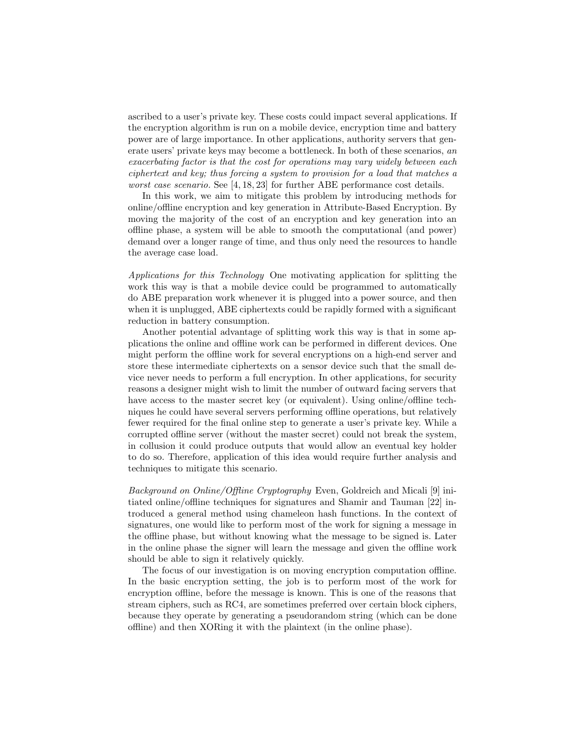ascribed to a user's private key. These costs could impact several applications. If the encryption algorithm is run on a mobile device, encryption time and battery power are of large importance. In other applications, authority servers that generate users' private keys may become a bottleneck. In both of these scenarios, *an exacerbating factor is that the cost for operations may vary widely between each ciphertext and key; thus forcing a system to provision for a load that matches a worst case scenario.* See [4, 18, 23] for further ABE performance cost details.

In this work, we aim to mitigate this problem by introducing methods for online/offline encryption and key generation in Attribute-Based Encryption. By moving the majority of the cost of an encryption and key generation into an offline phase, a system will be able to smooth the computational (and power) demand over a longer range of time, and thus only need the resources to handle the average case load.

*Applications for this Technology* One motivating application for splitting the work this way is that a mobile device could be programmed to automatically do ABE preparation work whenever it is plugged into a power source, and then when it is unplugged, ABE ciphertexts could be rapidly formed with a significant reduction in battery consumption.

Another potential advantage of splitting work this way is that in some applications the online and offline work can be performed in different devices. One might perform the offline work for several encryptions on a high-end server and store these intermediate ciphertexts on a sensor device such that the small device never needs to perform a full encryption. In other applications, for security reasons a designer might wish to limit the number of outward facing servers that have access to the master secret key (or equivalent). Using online/offline techniques he could have several servers performing offline operations, but relatively fewer required for the final online step to generate a user's private key. While a corrupted offline server (without the master secret) could not break the system, in collusion it could produce outputs that would allow an eventual key holder to do so. Therefore, application of this idea would require further analysis and techniques to mitigate this scenario.

*Background on Online/Offline Cryptography* Even, Goldreich and Micali [9] initiated online/offline techniques for signatures and Shamir and Tauman [22] introduced a general method using chameleon hash functions. In the context of signatures, one would like to perform most of the work for signing a message in the offline phase, but without knowing what the message to be signed is. Later in the online phase the signer will learn the message and given the offline work should be able to sign it relatively quickly.

The focus of our investigation is on moving encryption computation offline. In the basic encryption setting, the job is to perform most of the work for encryption offline, before the message is known. This is one of the reasons that stream ciphers, such as RC4, are sometimes preferred over certain block ciphers, because they operate by generating a pseudorandom string (which can be done offline) and then XORing it with the plaintext (in the online phase).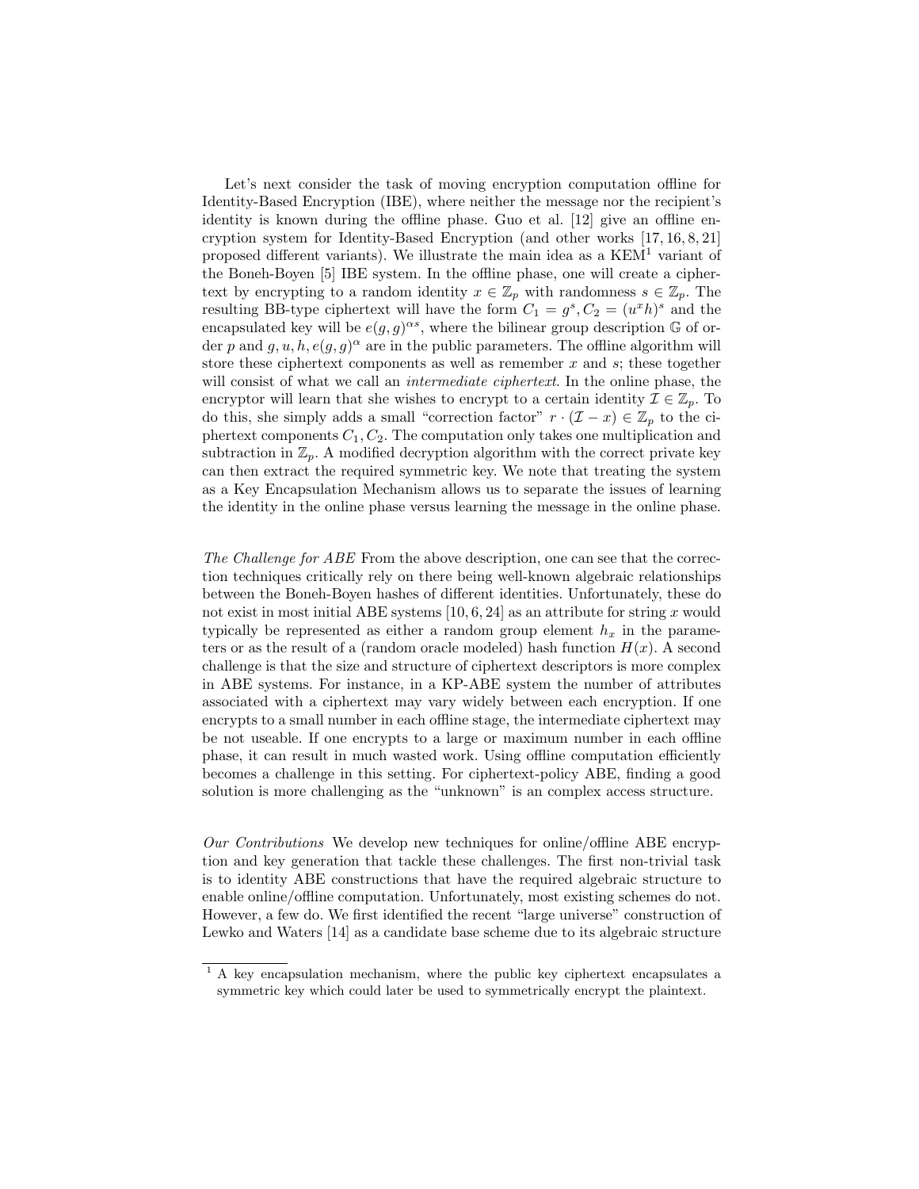Let's next consider the task of moving encryption computation offline for Identity-Based Encryption (IBE), where neither the message nor the recipient's identity is known during the offline phase. Guo et al. [12] give an offline encryption system for Identity-Based Encryption (and other works [17, 16, 8, 21] proposed different variants). We illustrate the main idea as a KEM[1] variant of the Boneh-Boyen [5] IBE system. In the offline phase, one will create a ciphertext by encrypting to a random identity $x \in \mathbb{Z}_p$ with randomness $s \in \mathbb{Z}_p$. The resulting BB-type ciphertext will have the form $C_1 = g^s, C_2 = (u^x h)^s$ and the encapsulated key will be $e(g,g)^{\alpha s}$, where the bilinear group description $\mathbb{G}$ of order $p$ and $g, u, h, e(g,g)^\alpha$ are in the public parameters. The offline algorithm will store these ciphertext components as well as remember $x$ and $s$; these together will consist of what we call an *intermediate ciphertext*. In the online phase, the encryptor will learn that she wishes to encrypt to a certain identity $\mathcal{I} \in \mathbb{Z}_p$. To do this, she simply adds a small "correction factor" $r \cdot (\mathcal{I} - x) \in \mathbb{Z}_p$ to the ciphertext components $C_1, C_2$. The computation only takes one multiplication and subtraction in $\mathbb{Z}_p$. A modified decryption algorithm with the correct private key can then extract the required symmetric key. We note that treating the system as a Key Encapsulation Mechanism allows us to separate the issues of learning the identity in the online phase versus learning the message in the online phase.

*The Challenge for ABE* From the above description, one can see that the correction techniques critically rely on there being well-known algebraic relationships between the Boneh-Boyen hashes of different identities. Unfortunately, these do not exist in most initial ABE systems [10, 6, 24] as an attribute for string $x$ would typically be represented as either a random group element $h_x$ in the parameters or as the result of a (random oracle modeled) hash function $H(x)$. A second challenge is that the size and structure of ciphertext descriptors is more complex in ABE systems. For instance, in a KP-ABE system the number of attributes associated with a ciphertext may vary widely between each encryption. If one encrypts to a small number in each offline stage, the intermediate ciphertext may be not useable. If one encrypts to a large or maximum number in each offline phase, it can result in much wasted work. Using offline computation efficiently becomes a challenge in this setting. For ciphertext-policy ABE, finding a good solution is more challenging as the "unknown" is an complex access structure.

*Our Contributions* We develop new techniques for online/offline ABE encryption and key generation that tackle these challenges. The first non-trivial task is to identity ABE constructions that have the required algebraic structure to enable online/offline computation. Unfortunately, most existing schemes do not. However, a few do. We first identified the recent "large universe" construction of Lewko and Waters [14] as a candidate base scheme due to its algebraic structure

[1] A key encapsulation mechanism, where the public key ciphertext encapsulates a symmetric key which could later be used to symmetrically encrypt the plaintext.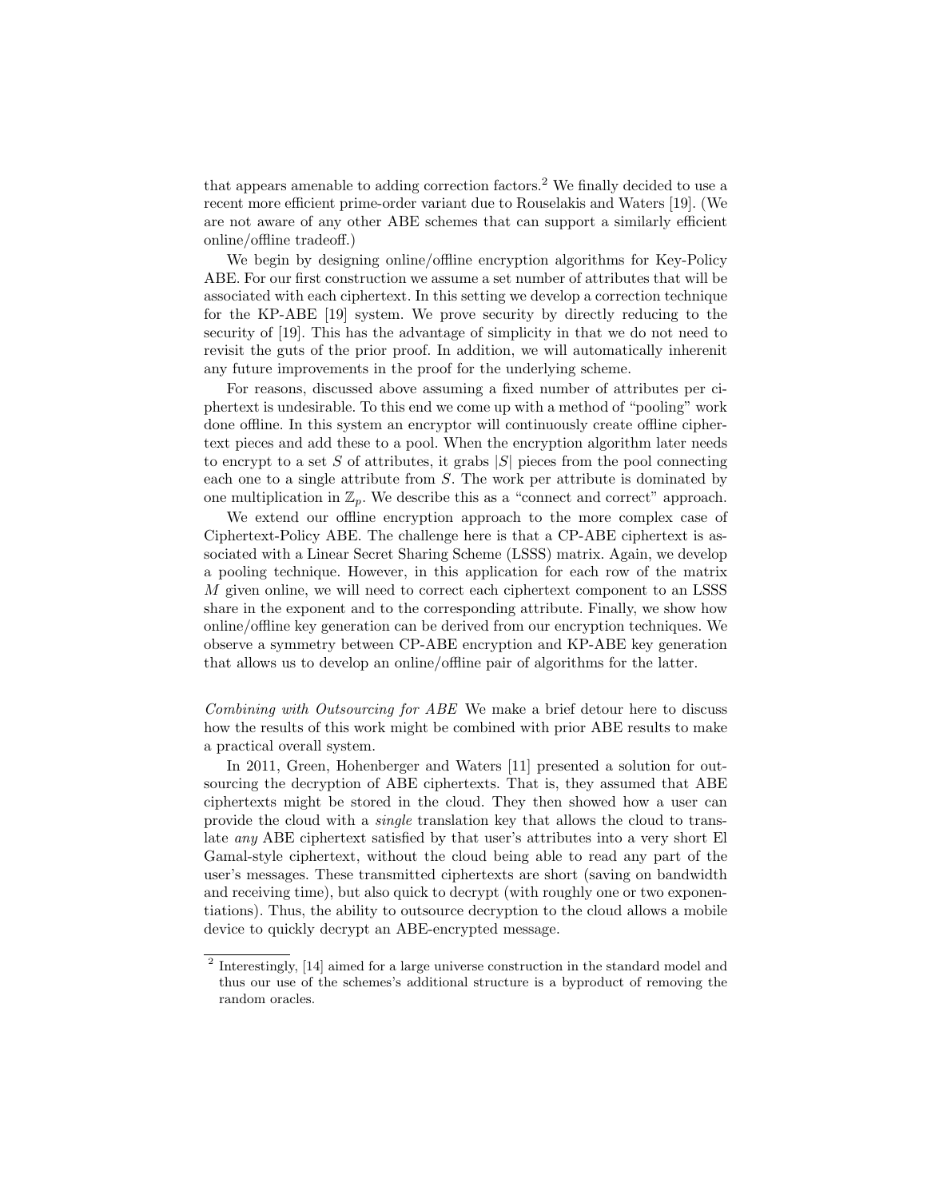that appears amenable to adding correction factors.[2] We finally decided to use a recent more efficient prime-order variant due to Rouselakis and Waters [19]. (We are not aware of any other ABE schemes that can support a similarly efficient online/offline tradeoff.)

We begin by designing online/offline encryption algorithms for Key-Policy ABE. For our first construction we assume a set number of attributes that will be associated with each ciphertext. In this setting we develop a correction technique for the KP-ABE [19] system. We prove security by directly reducing to the security of [19]. This has the advantage of simplicity in that we do not need to revisit the guts of the prior proof. In addition, we will automatically inherenit any future improvements in the proof for the underlying scheme.

For reasons, discussed above assuming a fixed number of attributes per ciphertext is undesirable. To this end we come up with a method of "pooling" work done offline. In this system an encryptor will continuously create offline ciphertext pieces and add these to a pool. When the encryption algorithm later needs to encrypt to a set $S$ of attributes, it grabs $|S|$ pieces from the pool connecting each one to a single attribute from $S$. The work per attribute is dominated by one multiplication in $\mathbb{Z}_p$. We describe this as a "connect and correct" approach.

We extend our offline encryption approach to the more complex case of Ciphertext-Policy ABE. The challenge here is that a CP-ABE ciphertext is associated with a Linear Secret Sharing Scheme (LSSS) matrix. Again, we develop a pooling technique. However, in this application for each row of the matrix $M$ given online, we will need to correct each ciphertext component to an LSSS share in the exponent and to the corresponding attribute. Finally, we show how online/offline key generation can be derived from our encryption techniques. We observe a symmetry between CP-ABE encryption and KP-ABE key generation that allows us to develop an online/offline pair of algorithms for the latter.

*Combining with Outsourcing for ABE* We make a brief detour here to discuss how the results of this work might be combined with prior ABE results to make a practical overall system.

In 2011, Green, Hohenberger and Waters [11] presented a solution for outsourcing the decryption of ABE ciphertexts. That is, they assumed that ABE ciphertexts might be stored in the cloud. They then showed how a user can provide the cloud with a *single* translation key that allows the cloud to translate *any* ABE ciphertext satisfied by that user's attributes into a very short El Gamal-style ciphertext, without the cloud being able to read any part of the user's messages. These transmitted ciphertexts are short (saving on bandwidth and receiving time), but also quick to decrypt (with roughly one or two exponentiations). Thus, the ability to outsource decryption to the cloud allows a mobile device to quickly decrypt an ABE-encrypted message.

[2] Interestingly, [14] aimed for a large universe construction in the standard model and thus our use of the schemes's additional structure is a byproduct of removing the random oracles.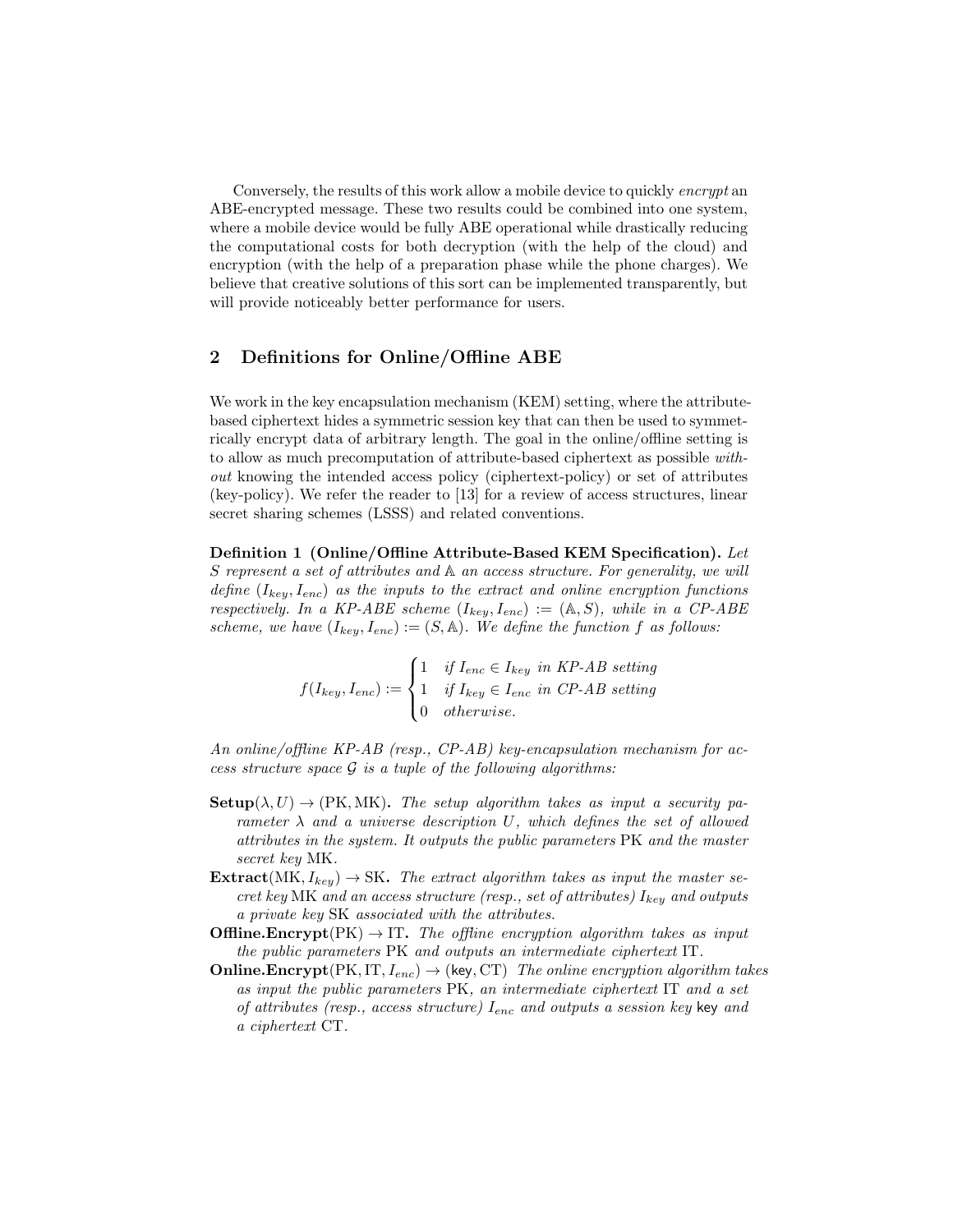Conversely, the results of this work allow a mobile device to quickly *encrypt* an ABE-encrypted message. These two results could be combined into one system, where a mobile device would be fully ABE operational while drastically reducing the computational costs for both decryption (with the help of the cloud) and encryption (with the help of a preparation phase while the phone charges). We believe that creative solutions of this sort can be implemented transparently, but will provide noticeably better performance for users.

## 2 Definitions for Online/Offline ABE

We work in the key encapsulation mechanism (KEM) setting, where the attribute-based ciphertext hides a symmetric session key that can then be used to symmetrically encrypt data of arbitrary length. The goal in the online/offline setting is to allow as much precomputation of attribute-based ciphertext as possible *without* knowing the intended access policy (ciphertext-policy) or set of attributes (key-policy). We refer the reader to [13] for a review of access structures, linear secret sharing schemes (LSSS) and related conventions.

**Definition 1 (Online/Offline Attribute-Based KEM Specification).** *Let $S$ represent a set of attributes and $\mathbb{A}$ an access structure. For generality, we will define $(I_{key}, I_{enc})$ as the inputs to the extract and online encryption functions respectively. In a KP-ABE scheme $(I_{key}, I_{enc}) := (\mathbb{A}, S)$, while in a CP-ABE scheme, we have $(I_{key}, I_{enc}) := (S, \mathbb{A})$. We define the function $f$ as follows:*

$$f(I_{key}, I_{enc}) := \begin{cases} 1 & \text{if } I_{enc} \in I_{key} \text{ in KP-AB setting} \\ 1 & \text{if } I_{key} \in I_{enc} \text{ in CP-AB setting} \\ 0 & \text{otherwise.} \end{cases}$$

*An online/offline KP-AB (resp., CP-AB) key-encapsulation mechanism for access structure space $\mathcal{G}$ is a tuple of the following algorithms:*

- **Setup**$(\lambda, U) \rightarrow (\mathrm{PK}, \mathrm{MK})$. *The setup algorithm takes as input a security parameter $\lambda$ and a universe description $U$, which defines the set of allowed attributes in the system. It outputs the public parameters* PK *and the master secret key* MK.
- **Extract**$(\mathrm{MK}, I_{key}) \rightarrow \mathrm{SK}$. *The extract algorithm takes as input the master secret key* MK *and an access structure (resp., set of attributes) $I_{key}$ and outputs a private key* SK *associated with the attributes.*
- **Offline.Encrypt**$(\mathrm{PK}) \rightarrow \mathrm{IT}$. *The offline encryption algorithm takes as input the public parameters* PK *and outputs an intermediate ciphertext* IT.
- **Online.Encrypt**$(\mathrm{PK}, \mathrm{IT}, I_{enc}) \rightarrow (\mathsf{key}, \mathrm{CT})$ *The online encryption algorithm takes as input the public parameters* PK*, an intermediate ciphertext* IT *and a set of attributes (resp., access structure) $I_{enc}$ and outputs a session key* key *and a ciphertext* CT.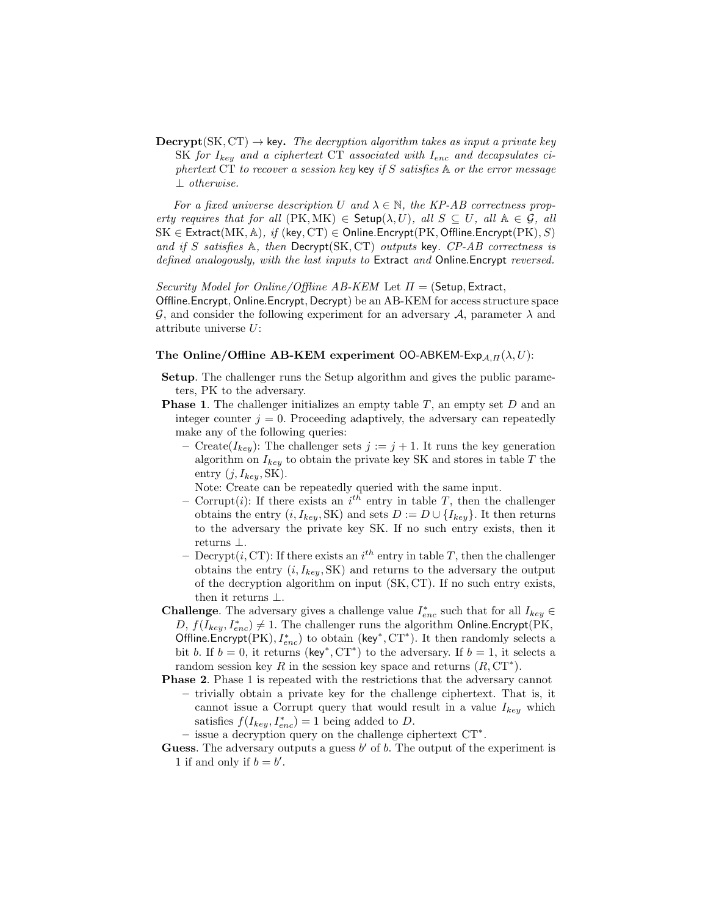**Decrypt**(SK, CT) $\rightarrow$ $\mathsf{key}$. *The decryption algorithm takes as input a private key* SK *for* $I_{key}$ *and a ciphertext* CT *associated with* $I_{enc}$ *and decapsulates ciphertext* CT *to recover a session key* $\mathsf{key}$ *if* $S$ *satisfies* $\mathbb{A}$ *or the error message* $\perp$ *otherwise.*

*For a fixed universe description* $U$ *and* $\lambda \in \mathbb{N}$*, the KP-AB correctness property requires that for all* $(\mathrm{PK}, \mathrm{MK}) \in \mathsf{Setup}(\lambda, U)$*, all* $S \subseteq U$*, all* $\mathbb{A} \in \mathcal{G}$*, all* $\mathrm{SK} \in \mathsf{Extract}(\mathrm{MK}, \mathbb{A})$*, if* $(\mathsf{key}, \mathrm{CT}) \in \mathsf{Online.Encrypt}(\mathrm{PK}, \mathsf{Offline.Encrypt}(\mathrm{PK}), S)$ *and if* $S$ *satisfies* $\mathbb{A}$*, then* $\mathsf{Decrypt}(\mathrm{SK}, \mathrm{CT})$ *outputs* $\mathsf{key}$*. CP-AB correctness is defined analogously, with the last inputs to* $\mathsf{Extract}$ *and* $\mathsf{Online.Encrypt}$ *reversed.*

*Security Model for Online/Offline AB-KEM* Let $\Pi = (\mathsf{Setup}, \mathsf{Extract}, \mathsf{Offline.Encrypt}, \mathsf{Online.Encrypt}, \mathsf{Decrypt})$ be an AB-KEM for access structure space $\mathcal{G}$, and consider the following experiment for an adversary $\mathcal{A}$, parameter $\lambda$ and attribute universe $U$:

**The Online/Offline AB-KEM experiment** $\mathsf{OO\text{-}ABKEM\text{-}Exp}_{\mathcal{A},\Pi}(\lambda, U)$:

- **Setup**. The challenger runs the Setup algorithm and gives the public parameters, PK to the adversary.
- **Phase 1**. The challenger initializes an empty table $T$, an empty set $D$ and an integer counter $j = 0$. Proceeding adaptively, the adversary can repeatedly make any of the following queries:
  - Create($I_{key}$): The challenger sets $j := j + 1$. It runs the key generation algorithm on $I_{key}$ to obtain the private key SK and stores in table $T$ the entry $(j, I_{key}, \mathrm{SK})$.
    Note: Create can be repeatedly queried with the same input.
  - Corrupt($i$): If there exists an $i^{th}$ entry in table $T$, then the challenger obtains the entry $(i, I_{key}, \mathrm{SK})$ and sets $D := D \cup \{I_{key}\}$. It then returns to the adversary the private key SK. If no such entry exists, then it returns $\perp$.
  - Decrypt($i$, CT): If there exists an $i^{th}$ entry in table $T$, then the challenger obtains the entry $(i, I_{key}, \mathrm{SK})$ and returns to the adversary the output of the decryption algorithm on input (SK, CT). If no such entry exists, then it returns $\perp$.
- **Challenge**. The adversary gives a challenge value $I^*_{enc}$ such that for all $I_{key} \in D$, $f(I_{key}, I^*_{enc}) \neq 1$. The challenger runs the algorithm $\mathsf{Online.Encrypt}(\mathrm{PK}, \mathsf{Offline.Encrypt}(\mathrm{PK}), I^*_{enc})$ to obtain $(\mathsf{key}^*, \mathrm{CT}^*)$. It then randomly selects a bit $b$. If $b = 0$, it returns $(\mathsf{key}^*, \mathrm{CT}^*)$ to the adversary. If $b = 1$, it selects a random session key $R$ in the session key space and returns $(R, \mathrm{CT}^*)$.
- **Phase 2**. Phase 1 is repeated with the restrictions that the adversary cannot
  - trivially obtain a private key for the challenge ciphertext. That is, it cannot issue a Corrupt query that would result in a value $I_{key}$ which satisfies $f(I_{key}, I^*_{enc}) = 1$ being added to $D$.
  - issue a decryption query on the challenge ciphertext $\mathrm{CT}^*$.
- **Guess**. The adversary outputs a guess $b'$ of $b$. The output of the experiment is 1 if and only if $b = b'$.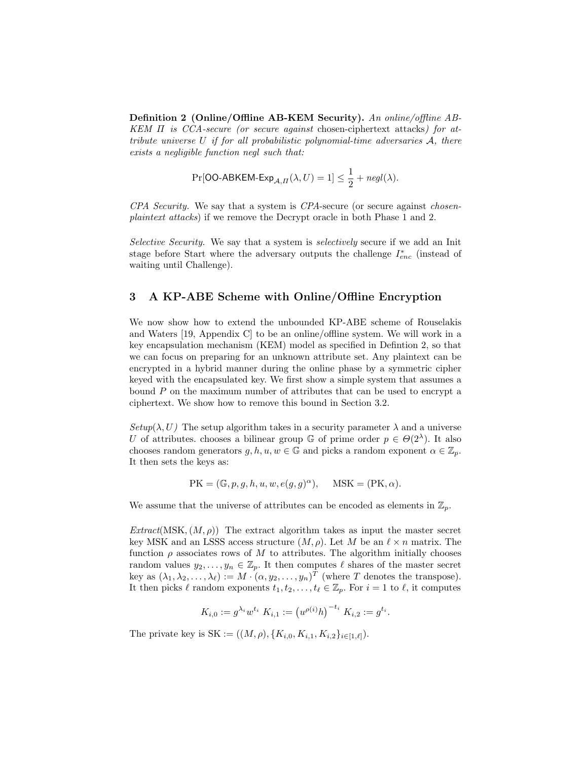**Definition 2 (Online/Offline AB-KEM Security).** *An online/offline AB-KEM $\Pi$ is CCA-secure (or secure against* chosen-ciphertext attacks*) for attribute universe $U$ if for all probabilistic polynomial-time adversaries $\mathcal{A}$, there exists a negligible function negl such that:*

$$\Pr[\mathsf{OO\text{-}ABKEM\text{-}Exp}_{\mathcal{A},\Pi}(\lambda, U) = 1] \leq \frac{1}{2} + negl(\lambda).$$

*CPA Security.* We say that a system is *CPA*-secure (or secure against *chosen-plaintext attacks*) if we remove the Decrypt oracle in both Phase 1 and 2.

*Selective Security.* We say that a system is *selectively* secure if we add an Init stage before Start where the adversary outputs the challenge $I^*_{enc}$ (instead of waiting until Challenge).

## 3 A KP-ABE Scheme with Online/Offline Encryption

We now show how to extend the unbounded KP-ABE scheme of Rouselakis and Waters [19, Appendix C] to be an online/offline system. We will work in a key encapsulation mechanism (KEM) model as specified in Defintion 2, so that we can focus on preparing for an unknown attribute set. Any plaintext can be encrypted in a hybrid manner during the online phase by a symmetric cipher keyed with the encapsulated key. We first show a simple system that assumes a bound $P$ on the maximum number of attributes that can be used to encrypt a ciphertext. We show how to remove this bound in Section 3.2.

*Setup*$(\lambda, U)$ The setup algorithm takes in a security parameter $\lambda$ and a universe $U$ of attributes. chooses a bilinear group $\mathbb{G}$ of prime order $p \in \Theta(2^\lambda)$. It also chooses random generators $g, h, u, w \in \mathbb{G}$ and picks a random exponent $\alpha \in \mathbb{Z}_p$. It then sets the keys as:

$$\text{PK} = (\mathbb{G}, p, g, h, u, w, e(g, g)^\alpha), \quad \text{MSK} = (\text{PK}, \alpha).$$

We assume that the universe of attributes can be encoded as elements in $\mathbb{Z}_p$.

*Extract*$(\text{MSK}, (M, \rho))$ The extract algorithm takes as input the master secret key MSK and an LSSS access structure $(M, \rho)$. Let $M$ be an $\ell \times n$ matrix. The function $\rho$ associates rows of $M$ to attributes. The algorithm initially chooses random values $y_2, \ldots, y_n \in \mathbb{Z}_p$. It then computes $\ell$ shares of the master secret key as $(\lambda_1, \lambda_2, \ldots, \lambda_\ell) := M \cdot (\alpha, y_2, \ldots, y_n)^T$ (where $T$ denotes the transpose). It then picks $\ell$ random exponents $t_1, t_2, \ldots, t_\ell \in \mathbb{Z}_p$. For $i = 1$ to $\ell$, it computes

$$K_{i,0} := g^{\lambda_i} w^{t_i} \; K_{i,1} := \left(u^{\rho(i)} h\right)^{-t_i} \; K_{i,2} := g^{t_i}.$$

The private key is $\text{SK} := ((M, \rho), \{K_{i,0}, K_{i,1}, K_{i,2}\}_{i \in [1,\ell]})$.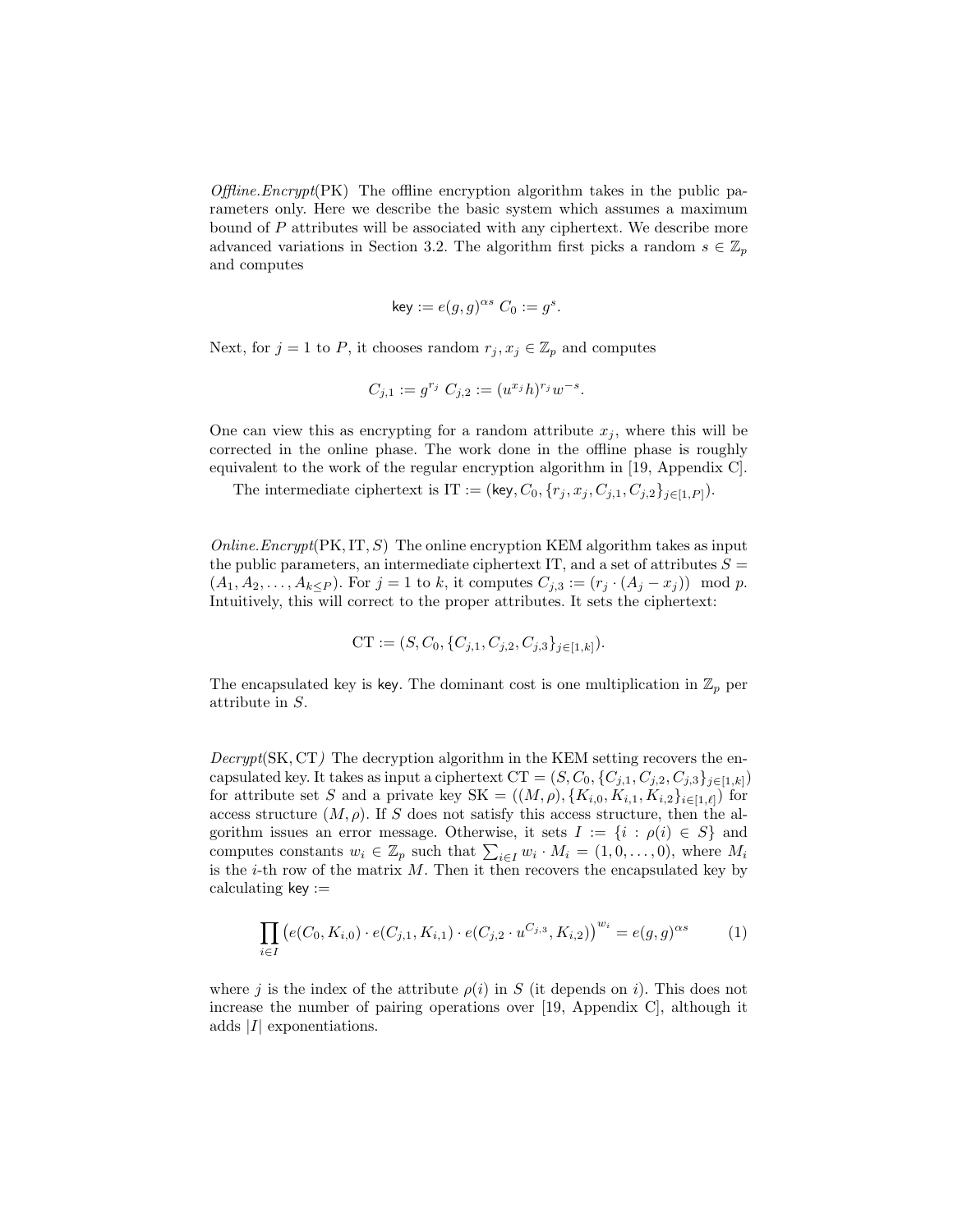*Offline.Encrypt*(PK) The offline encryption algorithm takes in the public parameters only. Here we describe the basic system which assumes a maximum bound of $P$ attributes will be associated with any ciphertext. We describe more advanced variations in Section 3.2. The algorithm first picks a random $s \in \mathbb{Z}_p$ and computes

$$\mathsf{key} := e(g,g)^{\alpha s} \; C_0 := g^s.$$

Next, for $j = 1$ to $P$, it chooses random $r_j, x_j \in \mathbb{Z}_p$ and computes

$$C_{j,1} := g^{r_j} \; C_{j,2} := (u^{x_j} h)^{r_j} w^{-s}.$$

One can view this as encrypting for a random attribute $x_j$, where this will be corrected in the online phase. The work done in the offline phase is roughly equivalent to the work of the regular encryption algorithm in [19, Appendix C].

The intermediate ciphertext is $\text{IT} := (\mathsf{key}, C_0, \{r_j, x_j, C_{j,1}, C_{j,2}\}_{j \in [1,P]})$.

*Online.Encrypt*(PK, IT, $S$) The online encryption KEM algorithm takes as input the public parameters, an intermediate ciphertext IT, and a set of attributes $S = (A_1, A_2, \ldots, A_{k \leq P})$. For $j = 1$ to $k$, it computes $C_{j,3} := (r_j \cdot (A_j - x_j)) \mod p$. Intuitively, this will correct to the proper attributes. It sets the ciphertext:

$$\text{CT} := (S, C_0, \{C_{j,1}, C_{j,2}, C_{j,3}\}_{j \in [1,k]}).$$

The encapsulated key is $\mathsf{key}$. The dominant cost is one multiplication in $\mathbb{Z}_p$ per attribute in $S$.

*Decrypt*(SK, CT*)* The decryption algorithm in the KEM setting recovers the encapsulated key. It takes as input a ciphertext $\text{CT} = (S, C_0, \{C_{j,1}, C_{j,2}, C_{j,3}\}_{j \in [1,k]})$ for attribute set $S$ and a private key $\text{SK} = ((M, \rho), \{K_{i,0}, K_{i,1}, K_{i,2}\}_{i \in [1,\ell]})$ for access structure $(M, \rho)$. If $S$ does not satisfy this access structure, then the algorithm issues an error message. Otherwise, it sets $I := \{i : \rho(i) \in S\}$ and computes constants $w_i \in \mathbb{Z}_p$ such that $\sum_{i \in I} w_i \cdot M_i = (1, 0, \ldots, 0)$, where $M_i$ is the $i$-th row of the matrix $M$. Then it then recovers the encapsulated key by calculating $\mathsf{key} :=$

$$\prod_{i \in I} \left( e(C_0, K_{i,0}) \cdot e(C_{j,1}, K_{i,1}) \cdot e(C_{j,2} \cdot u^{C_{j,3}}, K_{i,2}) \right)^{w_i} = e(g,g)^{\alpha s} \tag{1}$$

where $j$ is the index of the attribute $\rho(i)$ in $S$ (it depends on $i$). This does not increase the number of pairing operations over [19, Appendix C], although it adds $|I|$ exponentiations.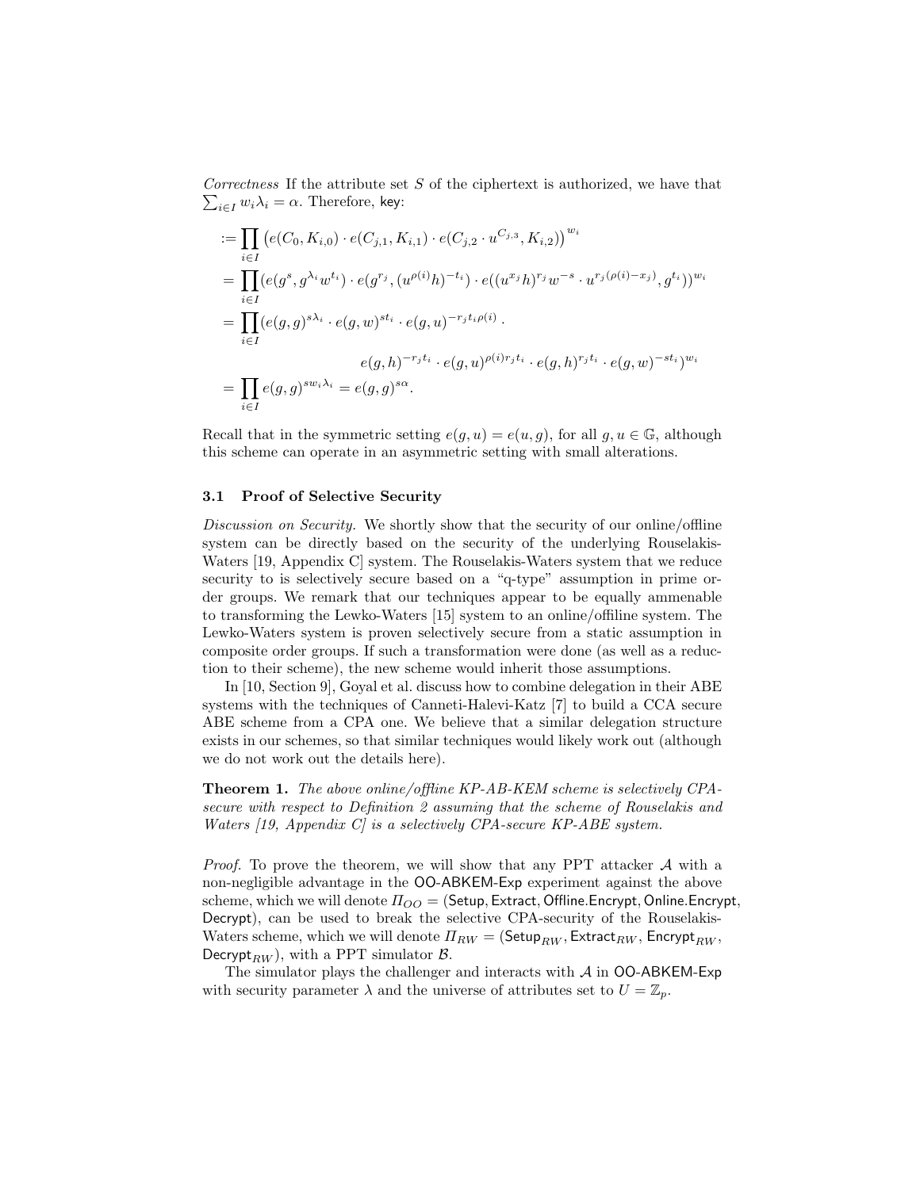*Correctness* If the attribute set $S$ of the ciphertext is authorized, we have that $\sum_{i \in I} w_i \lambda_i = \alpha$. Therefore, $\mathsf{key}$:

$$
\begin{aligned}
&:= \prod_{i \in I} \left( e(C_0, K_{i,0}) \cdot e(C_{j,1}, K_{i,1}) \cdot e(C_{j,2} \cdot u^{C_{j,3}}, K_{i,2}) \right)^{w_i} \\
&= \prod_{i \in I} (e(g^s, g^{\lambda_i} w^{t_i}) \cdot e(g^{r_j}, (u^{\rho(i)} h)^{-t_i}) \cdot e((u^{x_j} h)^{r_j} w^{-s} \cdot u^{r_j(\rho(i) - x_j)}, g^{t_i}))^{w_i} \\
&= \prod_{i \in I} (e(g,g)^{s\lambda_i} \cdot e(g,w)^{st_i} \cdot e(g,u)^{-r_j t_i \rho(i)} \cdot \\
&\qquad\qquad e(g,h)^{-r_j t_i} \cdot e(g,u)^{\rho(i) r_j t_i} \cdot e(g,h)^{r_j t_i} \cdot e(g,w)^{-st_i})^{w_i} \\
&= \prod_{i \in I} e(g,g)^{s w_i \lambda_i} = e(g,g)^{s\alpha}.
\end{aligned}
$$

Recall that in the symmetric setting $e(g,u) = e(u,g)$, for all $g, u \in \mathbb{G}$, although this scheme can operate in an asymmetric setting with small alterations.

### 3.1 Proof of Selective Security

*Discussion on Security.* We shortly show that the security of our online/offline system can be directly based on the security of the underlying Rouselakis-Waters [19, Appendix C] system. The Rouselakis-Waters system that we reduce security to is selectively secure based on a "q-type" assumption in prime order groups. We remark that our techniques appear to be equally ammenable to transforming the Lewko-Waters [15] system to an online/offiline system. The Lewko-Waters system is proven selectively secure from a static assumption in composite order groups. If such a transformation were done (as well as a reduction to their scheme), the new scheme would inherit those assumptions.

In [10, Section 9], Goyal et al. discuss how to combine delegation in their ABE systems with the techniques of Canneti-Halevi-Katz [7] to build a CCA secure ABE scheme from a CPA one. We believe that a similar delegation structure exists in our schemes, so that similar techniques would likely work out (although we do not work out the details here).

**Theorem 1.** *The above online/offline KP-AB-KEM scheme is selectively CPA-secure with respect to Definition 2 assuming that the scheme of Rouselakis and Waters [19, Appendix C] is a selectively CPA-secure KP-ABE system.*

*Proof.* To prove the theorem, we will show that any PPT attacker $\mathcal{A}$ with a non-negligible advantage in the $\mathsf{OO\text{-}ABKEM\text{-}Exp}$ experiment against the above scheme, which we will denote $\Pi_{OO} = (\mathsf{Setup}, \mathsf{Extract}, \mathsf{Offline.Encrypt}, \mathsf{Online.Encrypt}, \mathsf{Decrypt})$, can be used to break the selective CPA-security of the Rouselakis-Waters scheme, which we will denote $\Pi_{RW} = (\mathsf{Setup}_{RW}, \mathsf{Extract}_{RW}, \mathsf{Encrypt}_{RW}, \mathsf{Decrypt}_{RW})$, with a PPT simulator $\mathcal{B}$.

The simulator plays the challenger and interacts with $\mathcal{A}$ in $\mathsf{OO\text{-}ABKEM\text{-}Exp}$ with security parameter $\lambda$ and the universe of attributes set to $U = \mathbb{Z}_p$.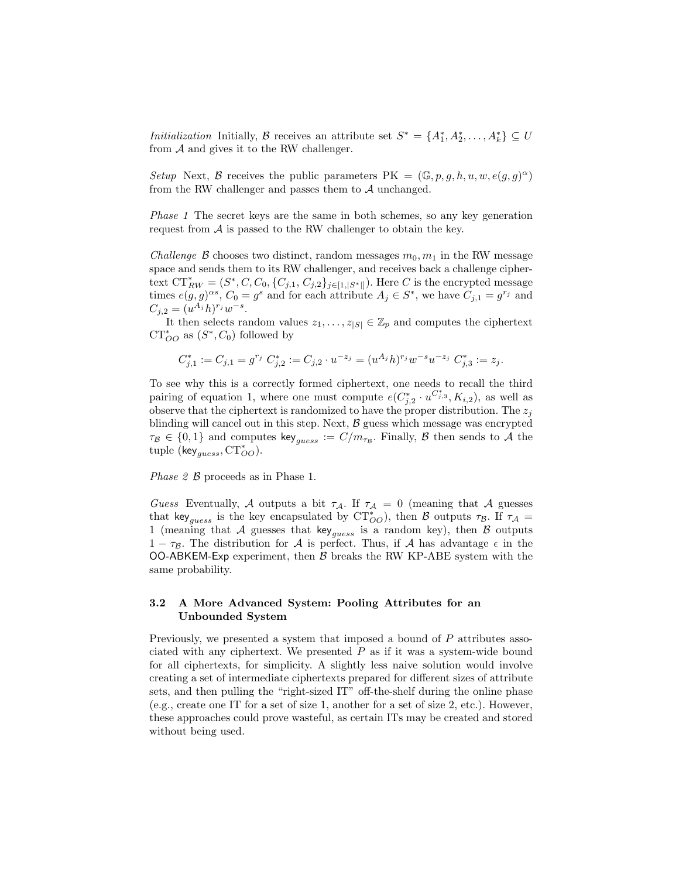*Initialization* Initially, $\mathcal{B}$ receives an attribute set $S^* = \{A_1^*, A_2^*, \ldots, A_k^*\} \subseteq U$ from $\mathcal{A}$ and gives it to the RW challenger.

*Setup* Next, $\mathcal{B}$ receives the public parameters $\text{PK} = (\mathbb{G}, p, g, h, u, w, e(g,g)^\alpha)$ from the RW challenger and passes them to $\mathcal{A}$ unchanged.

*Phase 1* The secret keys are the same in both schemes, so any key generation request from $\mathcal{A}$ is passed to the RW challenger to obtain the key.

*Challenge* $\mathcal{B}$ chooses two distinct, random messages $m_0, m_1$ in the RW message space and sends them to its RW challenger, and receives back a challenge ciphertext $\text{CT}^*_{RW} = (S^*, C, C_0, \{C_{j,1}, C_{j,2}\}_{j \in [1,|S^*|]})$. Here $C$ is the encrypted message times $e(g,g)^{\alpha s}$, $C_0 = g^s$ and for each attribute $A_j \in S^*$, we have $C_{j,1} = g^{r_j}$ and $C_{j,2} = (u^{A_j} h)^{r_j} w^{-s}$.

It then selects random values $z_1, \ldots, z_{|S|} \in \mathbb{Z}_p$ and computes the ciphertext $\text{CT}^*_{OO}$ as $(S^*, C_0)$ followed by

$$C^*_{j,1} := C_{j,1} = g^{r_j} \;\; C^*_{j,2} := C_{j,2} \cdot u^{-z_j} = (u^{A_j} h)^{r_j} w^{-s} u^{-z_j} \;\; C^*_{j,3} := z_j.$$

To see why this is a correctly formed ciphertext, one needs to recall the third pairing of equation 1, where one must compute $e(C^*_{j,2} \cdot u^{C^*_{j,3}}, K_{i,2})$, as well as observe that the ciphertext is randomized to have the proper distribution. The $z_j$ blinding will cancel out in this step. Next, $\mathcal{B}$ guess which message was encrypted $\tau_{\mathcal{B}} \in \{0,1\}$ and computes $\mathsf{key}_{guess} := C/m_{\tau_{\mathcal{B}}}$. Finally, $\mathcal{B}$ then sends to $\mathcal{A}$ the tuple $(\mathsf{key}_{guess}, \text{CT}^*_{OO})$.

*Phase 2* $\mathcal{B}$ proceeds as in Phase 1.

*Guess* Eventually, $\mathcal{A}$ outputs a bit $\tau_{\mathcal{A}}$. If $\tau_{\mathcal{A}} = 0$ (meaning that $\mathcal{A}$ guesses that $\mathsf{key}_{guess}$ is the key encapsulated by $\text{CT}^*_{OO}$), then $\mathcal{B}$ outputs $\tau_{\mathcal{B}}$. If $\tau_{\mathcal{A}} = 1$ (meaning that $\mathcal{A}$ guesses that $\mathsf{key}_{guess}$ is a random key), then $\mathcal{B}$ outputs $1 - \tau_{\mathcal{B}}$. The distribution for $\mathcal{A}$ is perfect. Thus, if $\mathcal{A}$ has advantage $\epsilon$ in the $\mathsf{OO\text{-}ABKEM\text{-}Exp}$ experiment, then $\mathcal{B}$ breaks the RW KP-ABE system with the same probability.

### 3.2 A More Advanced System: Pooling Attributes for an Unbounded System

Previously, we presented a system that imposed a bound of $P$ attributes associated with any ciphertext. We presented $P$ as if it was a system-wide bound for all ciphertexts, for simplicity. A slightly less naive solution would involve creating a set of intermediate ciphertexts prepared for different sizes of attribute sets, and then pulling the "right-sized IT" off-the-shelf during the online phase (e.g., create one IT for a set of size 1, another for a set of size 2, etc.). However, these approaches could prove wasteful, as certain ITs may be created and stored without being used.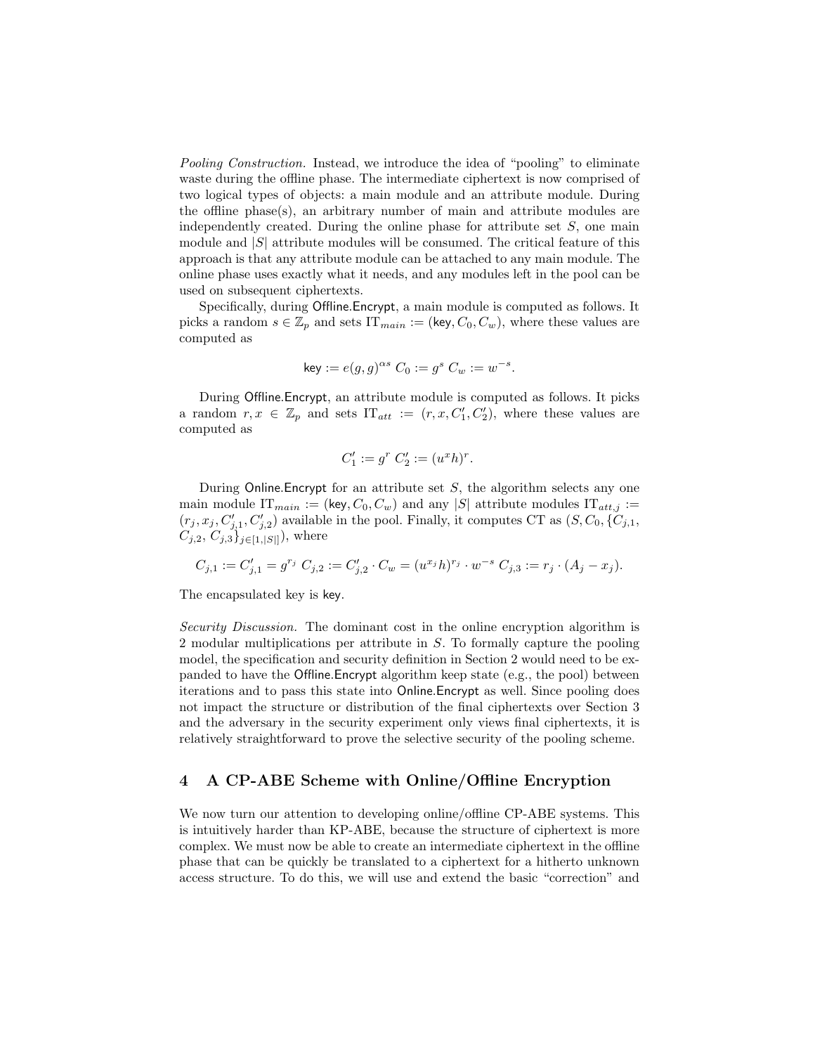*Pooling Construction.* Instead, we introduce the idea of "pooling" to eliminate waste during the offline phase. The intermediate ciphertext is now comprised of two logical types of objects: a main module and an attribute module. During the offline phase(s), an arbitrary number of main and attribute modules are independently created. During the online phase for attribute set $S$, one main module and $|S|$ attribute modules will be consumed. The critical feature of this approach is that any attribute module can be attached to any main module. The online phase uses exactly what it needs, and any modules left in the pool can be used on subsequent ciphertexts.

Specifically, during Offline.Encrypt, a main module is computed as follows. It picks a random $s \in \mathbb{Z}_p$ and sets $\mathrm{IT}_{main} := (\mathsf{key}, C_0, C_w)$, where these values are computed as

$$\mathsf{key} := e(g,g)^{\alpha s} \; C_0 := g^s \; C_w := w^{-s}.$$

During Offline.Encrypt, an attribute module is computed as follows. It picks a random $r, x \in \mathbb{Z}_p$ and sets $\mathrm{IT}_{att} := (r, x, C_1', C_2')$, where these values are computed as

$$C_1' := g^r \; C_2' := (u^x h)^r.$$

During Online.Encrypt for an attribute set $S$, the algorithm selects any one main module $\mathrm{IT}_{main} := (\mathsf{key}, C_0, C_w)$ and any $|S|$ attribute modules $\mathrm{IT}_{att,j} := (r_j, x_j, C_{j,1}', C_{j,2}')$ available in the pool. Finally, it computes CT as $(S, C_0, \{C_{j,1}, C_{j,2}, C_{j,3}\}_{j\in[1,|S|]})$, where

$$C_{j,1} := C_{j,1}' = g^{r_j} \; C_{j,2} := C_{j,2}' \cdot C_w = (u^{x_j} h)^{r_j} \cdot w^{-s} \; C_{j,3} := r_j \cdot (A_j - x_j).$$

The encapsulated key is $\mathsf{key}$.

*Security Discussion.* The dominant cost in the online encryption algorithm is 2 modular multiplications per attribute in $S$. To formally capture the pooling model, the specification and security definition in Section 2 would need to be expanded to have the Offline.Encrypt algorithm keep state (e.g., the pool) between iterations and to pass this state into Online.Encrypt as well. Since pooling does not impact the structure or distribution of the final ciphertexts over Section 3 and the adversary in the security experiment only views final ciphertexts, it is relatively straightforward to prove the selective security of the pooling scheme.

## 4 A CP-ABE Scheme with Online/Offline Encryption

We now turn our attention to developing online/offline CP-ABE systems. This is intuitively harder than KP-ABE, because the structure of ciphertext is more complex. We must now be able to create an intermediate ciphertext in the offline phase that can be quickly be translated to a ciphertext for a hitherto unknown access structure. To do this, we will use and extend the basic "correction" and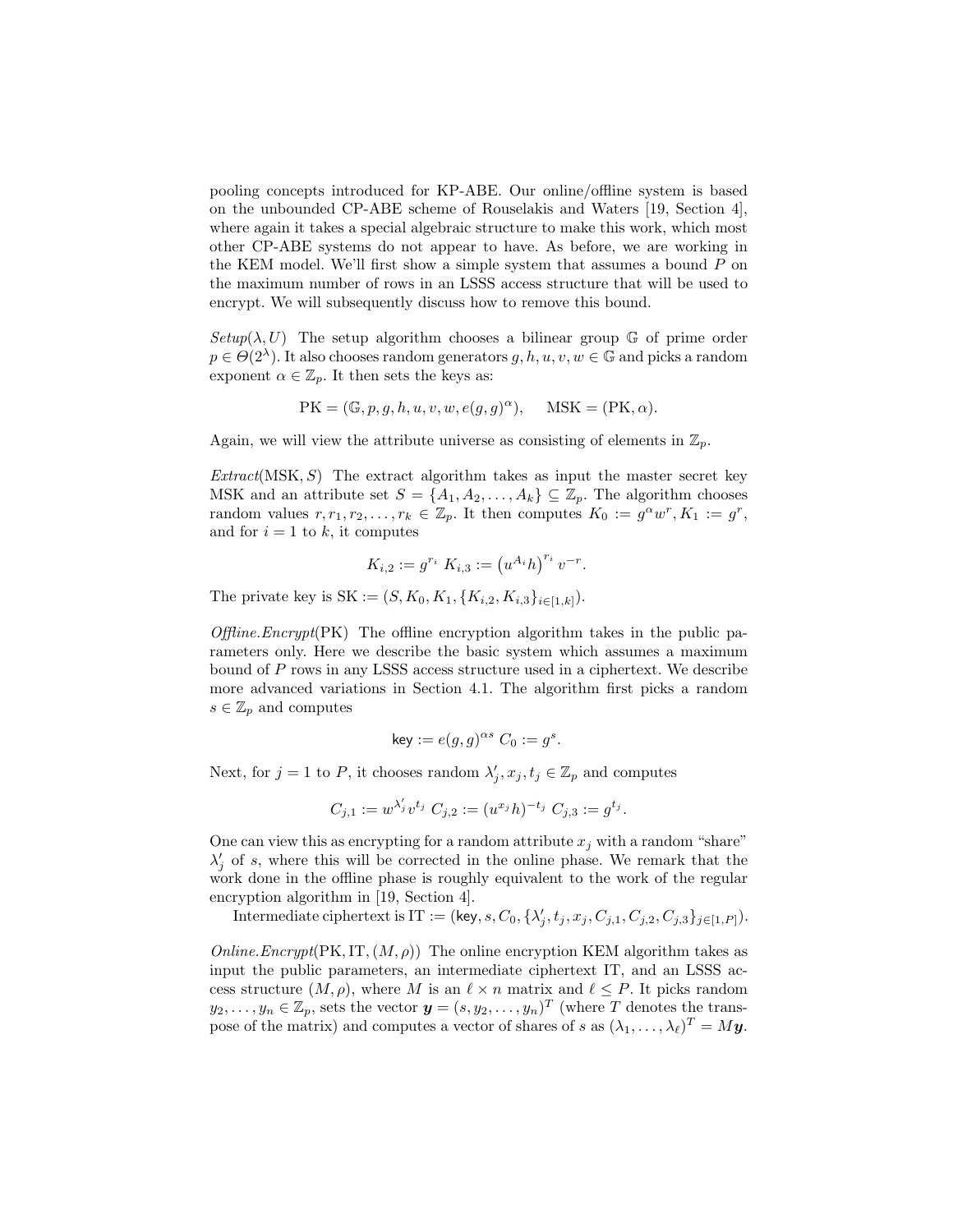pooling concepts introduced for KP-ABE. Our online/offline system is based on the unbounded CP-ABE scheme of Rouselakis and Waters [19, Section 4], where again it takes a special algebraic structure to make this work, which most other CP-ABE systems do not appear to have. As before, we are working in the KEM model. We'll first show a simple system that assumes a bound $P$ on the maximum number of rows in an LSSS access structure that will be used to encrypt. We will subsequently discuss how to remove this bound.

*Setup*$(\lambda, U)$ The setup algorithm chooses a bilinear group $\mathbb{G}$ of prime order $p \in \Theta(2^\lambda)$. It also chooses random generators $g, h, u, v, w \in \mathbb{G}$ and picks a random exponent $\alpha \in \mathbb{Z}_p$. It then sets the keys as:

$$\text{PK} = (\mathbb{G}, p, g, h, u, v, w, e(g,g)^\alpha), \quad \text{MSK} = (\text{PK}, \alpha).$$

Again, we will view the attribute universe as consisting of elements in $\mathbb{Z}_p$.

*Extract*$(\text{MSK}, S)$ The extract algorithm takes as input the master secret key MSK and an attribute set $S = \{A_1, A_2, \ldots, A_k\} \subseteq \mathbb{Z}_p$. The algorithm chooses random values $r, r_1, r_2, \ldots, r_k \in \mathbb{Z}_p$. It then computes $K_0 := g^\alpha w^r, K_1 := g^r$, and for $i = 1$ to $k$, it computes

$$K_{i,2} := g^{r_i} \; K_{i,3} := \left(u^{A_i} h\right)^{r_i} v^{-r}.$$

The private key is $\text{SK} := (S, K_0, K_1, \{K_{i,2}, K_{i,3}\}_{i \in [1,k]})$.

*Offline.Encrypt*(PK) The offline encryption algorithm takes in the public parameters only. Here we describe the basic system which assumes a maximum bound of $P$ rows in any LSSS access structure used in a ciphertext. We describe more advanced variations in Section 4.1. The algorithm first picks a random $s \in \mathbb{Z}_p$ and computes

$$\mathsf{key} := e(g,g)^{\alpha s} \; C_0 := g^s.$$

Next, for $j = 1$ to $P$, it chooses random $\lambda'_j, x_j, t_j \in \mathbb{Z}_p$ and computes

$$C_{j,1} := w^{\lambda'_j} v^{t_j} \; C_{j,2} := (u^{x_j} h)^{-t_j} \; C_{j,3} := g^{t_j}.$$

One can view this as encrypting for a random attribute $x_j$ with a random "share" $\lambda'_j$ of $s$, where this will be corrected in the online phase. We remark that the work done in the offline phase is roughly equivalent to the work of the regular encryption algorithm in [19, Section 4].

Intermediate ciphertext is $\text{IT} := (\mathsf{key}, s, C_0, \{\lambda'_j, t_j, x_j, C_{j,1}, C_{j,2}, C_{j,3}\}_{j \in [1,P]})$.

*Online.Encrypt*$(\text{PK}, \text{IT}, (M, \rho))$ The online encryption KEM algorithm takes as input the public parameters, an intermediate ciphertext IT, and an LSSS access structure $(M, \rho)$, where $M$ is an $\ell \times n$ matrix and $\ell \leq P$. It picks random $y_2, \ldots, y_n \in \mathbb{Z}_p$, sets the vector $\boldsymbol{y} = (s, y_2, \ldots, y_n)^T$ (where $T$ denotes the transpose of the matrix) and computes a vector of shares of $s$ as $(\lambda_1, \ldots, \lambda_\ell)^T = M\boldsymbol{y}$.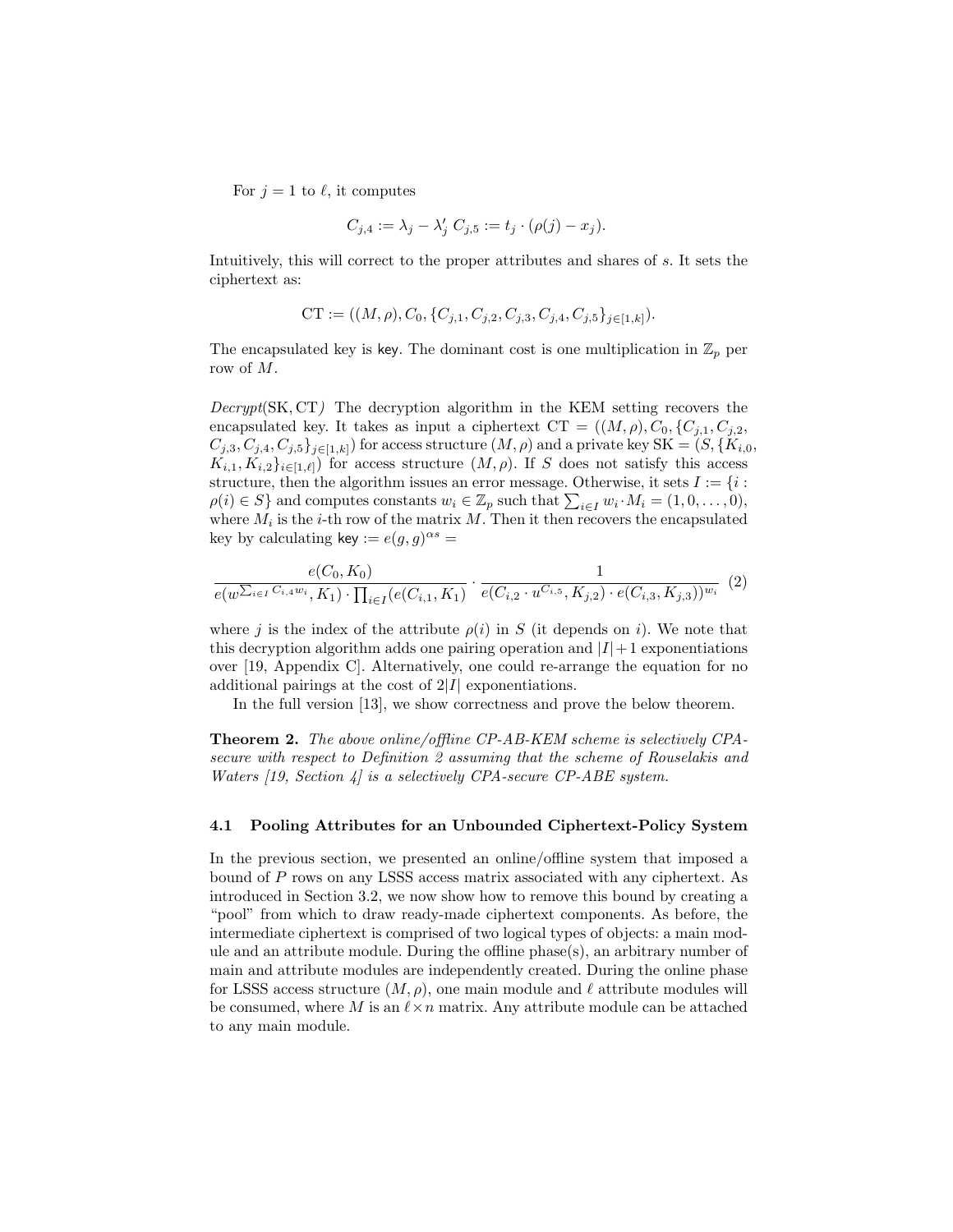For $j = 1$ to $\ell$, it computes

$$C_{j,4} := \lambda_j - \lambda'_j \; C_{j,5} := t_j \cdot (\rho(j) - x_j).$$

Intuitively, this will correct to the proper attributes and shares of $s$. It sets the ciphertext as:

$$\text{CT} := ((M, \rho), C_0, \{C_{j,1}, C_{j,2}, C_{j,3}, C_{j,4}, C_{j,5}\}_{j \in [1,k]}).$$

The encapsulated key is $\mathsf{key}$. The dominant cost is one multiplication in $\mathbb{Z}_p$ per row of $M$.

*Decrypt*$(\text{SK}, \text{CT})$ The decryption algorithm in the KEM setting recovers the encapsulated key. It takes as input a ciphertext $\text{CT} = ((M, \rho), C_0, \{C_{j,1}, C_{j,2}, C_{j,3}, C_{j,4}, C_{j,5}\}_{j \in [1,k]})$ for access structure $(M, \rho)$ and a private key $\text{SK} = (S, \{K_{i,0}, K_{i,1}, K_{i,2}\}_{i \in [1,\ell]})$ for access structure $(M, \rho)$. If $S$ does not satisfy this access structure, then the algorithm issues an error message. Otherwise, it sets $I := \{i : \rho(i) \in S\}$ and computes constants $w_i \in \mathbb{Z}_p$ such that $\sum_{i \in I} w_i \cdot M_i = (1, 0, \ldots, 0)$, where $M_i$ is the $i$-th row of the matrix $M$. Then it then recovers the encapsulated key by calculating $\mathsf{key} := e(g, g)^{\alpha s} =$

$$\frac{e(C_0, K_0)}{e(w^{\sum_{i \in I} C_{i,4} w_i}, K_1) \cdot \prod_{i \in I} (e(C_{i,1}, K_1)} \cdot \frac{1}{e(C_{i,2} \cdot u^{C_{i,5}}, K_{j,2}) \cdot e(C_{i,3}, K_{j,3}))^{w_i}} \quad (2)$$

where $j$ is the index of the attribute $\rho(i)$ in $S$ (it depends on $i$). We note that this decryption algorithm adds one pairing operation and $|I| + 1$ exponentiations over [19, Appendix C]. Alternatively, one could re-arrange the equation for no additional pairings at the cost of $2|I|$ exponentiations.

In the full version [13], we show correctness and prove the below theorem.

**Theorem 2.** *The above online/offline CP-AB-KEM scheme is selectively CPA-secure with respect to Definition 2 assuming that the scheme of Rouselakis and Waters [19, Section 4] is a selectively CPA-secure CP-ABE system.*

### 4.1 Pooling Attributes for an Unbounded Ciphertext-Policy System

In the previous section, we presented an online/offline system that imposed a bound of $P$ rows on any LSSS access matrix associated with any ciphertext. As introduced in Section 3.2, we now show how to remove this bound by creating a "pool" from which to draw ready-made ciphertext components. As before, the intermediate ciphertext is comprised of two logical types of objects: a main module and an attribute module. During the offline phase(s), an arbitrary number of main and attribute modules are independently created. During the online phase for LSSS access structure $(M, \rho)$, one main module and $\ell$ attribute modules will be consumed, where $M$ is an $\ell \times n$ matrix. Any attribute module can be attached to any main module.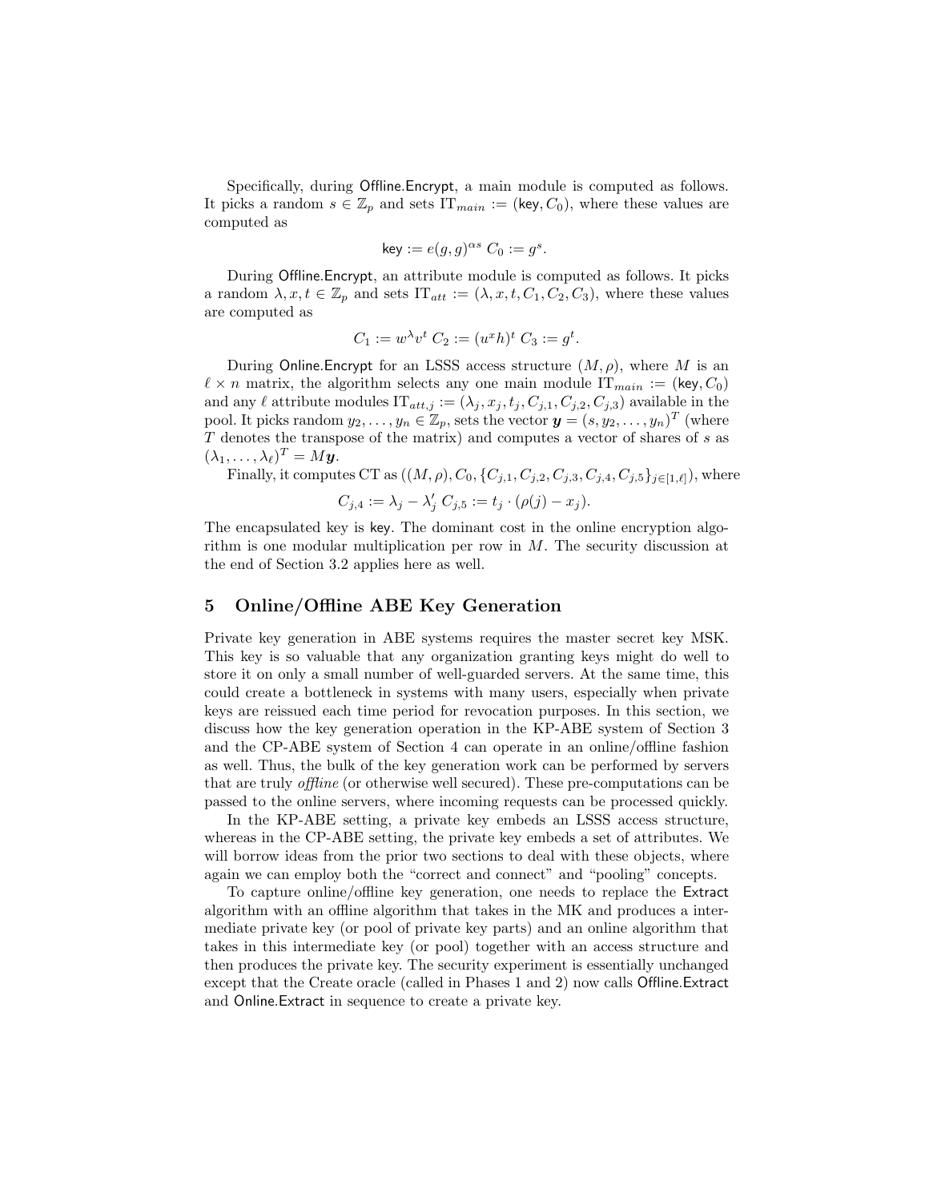Specifically, during Offline.Encrypt, a main module is computed as follows. It picks a random $s \in \mathbb{Z}_p$ and sets $\mathrm{IT}_{main} := (\mathsf{key}, C_0)$, where these values are computed as

$$\mathsf{key} := e(g,g)^{\alpha s} \; C_0 := g^s.$$

During Offline.Encrypt, an attribute module is computed as follows. It picks a random $\lambda, x, t \in \mathbb{Z}_p$ and sets $\mathrm{IT}_{att} := (\lambda, x, t, C_1, C_2, C_3)$, where these values are computed as

$$C_1 := w^{\lambda} v^t \; C_2 := (u^x h)^t \; C_3 := g^t.$$

During Online.Encrypt for an LSSS access structure $(M, \rho)$, where $M$ is an $\ell \times n$ matrix, the algorithm selects any one main module $\mathrm{IT}_{main} := (\mathsf{key}, C_0)$ and any $\ell$ attribute modules $\mathrm{IT}_{att,j} := (\lambda_j, x_j, t_j, C_{j,1}, C_{j,2}, C_{j,3})$ available in the pool. It picks random $y_2, \ldots, y_n \in \mathbb{Z}_p$, sets the vector $\boldsymbol{y} = (s, y_2, \ldots, y_n)^T$ (where $T$ denotes the transpose of the matrix) and computes a vector of shares of $s$ as $(\lambda_1, \ldots, \lambda_\ell)^T = M\boldsymbol{y}$.

Finally, it computes CT as $((M, \rho), C_0, \{C_{j,1}, C_{j,2}, C_{j,3}, C_{j,4}, C_{j,5}\}_{j \in [1,\ell]})$, where

$$C_{j,4} := \lambda_j - \lambda'_j \; C_{j,5} := t_j \cdot (\rho(j) - x_j).$$

The encapsulated key is $\mathsf{key}$. The dominant cost in the online encryption algorithm is one modular multiplication per row in $M$. The security discussion at the end of Section 3.2 applies here as well.

## 5 Online/Offline ABE Key Generation

Private key generation in ABE systems requires the master secret key MSK. This key is so valuable that any organization granting keys might do well to store it on only a small number of well-guarded servers. At the same time, this could create a bottleneck in systems with many users, especially when private keys are reissued each time period for revocation purposes. In this section, we discuss how the key generation operation in the KP-ABE system of Section 3 and the CP-ABE system of Section 4 can operate in an online/offline fashion as well. Thus, the bulk of the key generation work can be performed by servers that are truly *offline* (or otherwise well secured). These pre-computations can be passed to the online servers, where incoming requests can be processed quickly.

In the KP-ABE setting, a private key embeds an LSSS access structure, whereas in the CP-ABE setting, the private key embeds a set of attributes. We will borrow ideas from the prior two sections to deal with these objects, where again we can employ both the "correct and connect" and "pooling" concepts.

To capture online/offline key generation, one needs to replace the Extract algorithm with an offline algorithm that takes in the MK and produces a intermediate private key (or pool of private key parts) and an online algorithm that takes in this intermediate key (or pool) together with an access structure and then produces the private key. The security experiment is essentially unchanged except that the Create oracle (called in Phases 1 and 2) now calls Offline.Extract and Online.Extract in sequence to create a private key.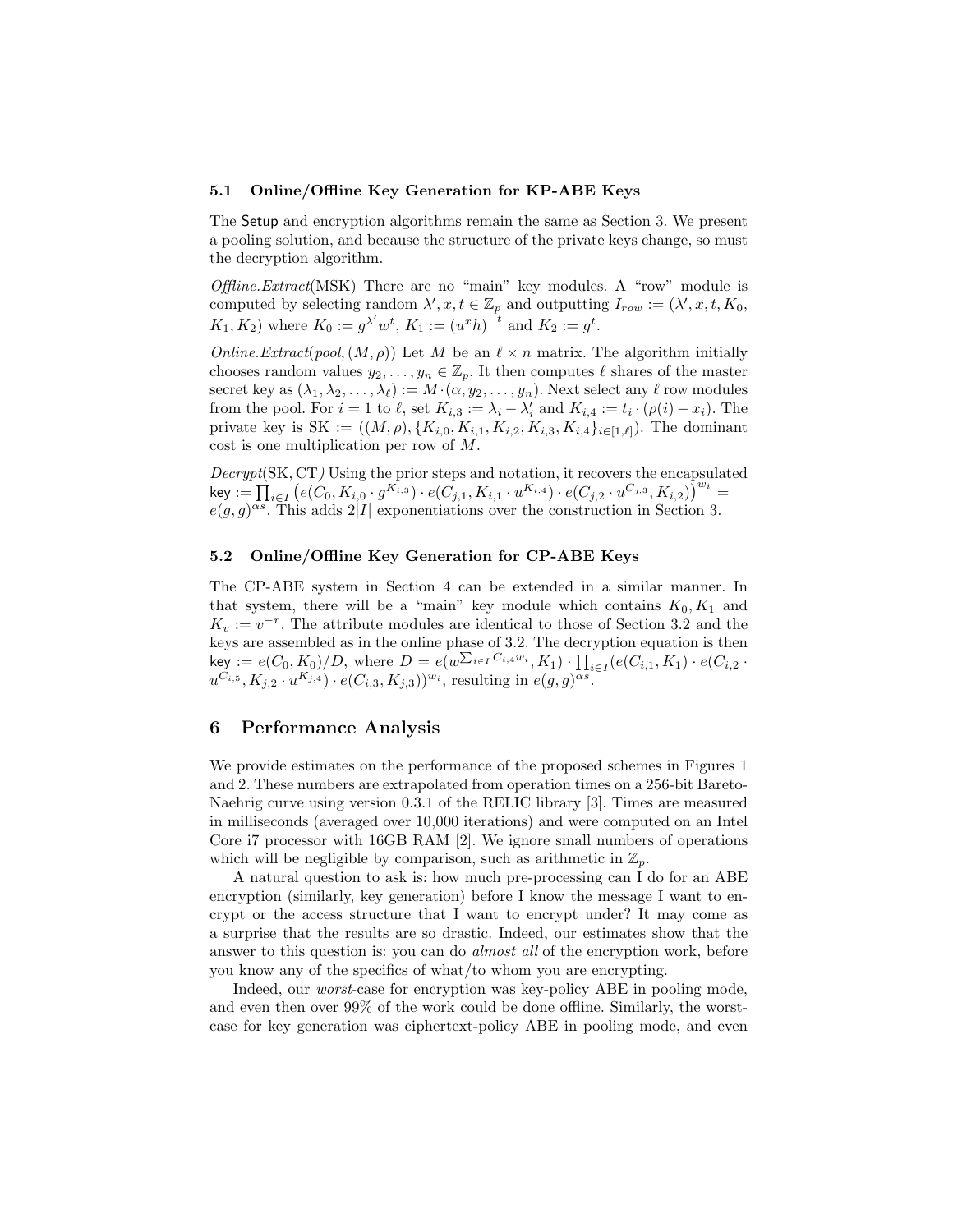### 5.1 Online/Offline Key Generation for KP-ABE Keys

The Setup and encryption algorithms remain the same as Section 3. We present a pooling solution, and because the structure of the private keys change, so must the decryption algorithm.

*Offline.Extract*(MSK) There are no "main" key modules. A "row" module is computed by selecting random $\lambda', x, t \in \mathbb{Z}_p$ and outputting $I_{row} := (\lambda', x, t, K_0, K_1, K_2)$ where $K_0 := g^{\lambda'} w^t$, $K_1 := (u^x h)^{-t}$ and $K_2 := g^t$.

*Online.Extract*($pool, (M, \rho)$) Let $M$ be an $\ell \times n$ matrix. The algorithm initially chooses random values $y_2, \dots, y_n \in \mathbb{Z}_p$. It then computes $\ell$ shares of the master secret key as $(\lambda_1, \lambda_2, \dots, \lambda_\ell) := M \cdot (\alpha, y_2, \dots, y_n)$. Next select any $\ell$ row modules from the pool. For $i = 1$ to $\ell$, set $K_{i,3} := \lambda_i - \lambda'_i$ and $K_{i,4} := t_i \cdot (\rho(i) - x_i)$. The private key is $\text{SK} := ((M, \rho), \{K_{i,0}, K_{i,1}, K_{i,2}, K_{i,3}, K_{i,4}\}_{i \in [1,\ell]})$. The dominant cost is one multiplication per row of $M$.

*Decrypt*(SK, CT) Using the prior steps and notation, it recovers the encapsulated $\mathsf{key} := \prod_{i \in I} \left( e(C_0, K_{i,0} \cdot g^{K_{i,3}}) \cdot e(C_{j,1}, K_{i,1} \cdot u^{K_{i,4}}) \cdot e(C_{j,2} \cdot u^{C_{j,3}}, K_{i,2}) \right)^{w_i} = e(g,g)^{\alpha s}$. This adds $2|I|$ exponentiations over the construction in Section 3.

### 5.2 Online/Offline Key Generation for CP-ABE Keys

The CP-ABE system in Section 4 can be extended in a similar manner. In that system, there will be a "main" key module which contains $K_0, K_1$ and $K_v := v^{-r}$. The attribute modules are identical to those of Section 3.2 and the keys are assembled as in the online phase of 3.2. The decryption equation is then $\mathsf{key} := e(C_0, K_0)/D$, where $D = e(w^{\sum_{i \in I} C_{i,4} w_i}, K_1) \cdot \prod_{i \in I} (e(C_{i,1}, K_1) \cdot e(C_{i,2} \cdot u^{C_{i,5}}, K_{j,2} \cdot u^{K_{j,4}}) \cdot e(C_{i,3}, K_{j,3}))^{w_i}$, resulting in $e(g,g)^{\alpha s}$.

## 6 Performance Analysis

We provide estimates on the performance of the proposed schemes in Figures 1 and 2. These numbers are extrapolated from operation times on a 256-bit Bareto-Naehrig curve using version 0.3.1 of the RELIC library [3]. Times are measured in milliseconds (averaged over 10,000 iterations) and were computed on an Intel Core i7 processor with 16GB RAM [2]. We ignore small numbers of operations which will be negligible by comparison, such as arithmetic in $\mathbb{Z}_p$.

A natural question to ask is: how much pre-processing can I do for an ABE encryption (similarly, key generation) before I know the message I want to encrypt or the access structure that I want to encrypt under? It may come as a surprise that the results are so drastic. Indeed, our estimates show that the answer to this question is: you can do *almost all* of the encryption work, before you know any of the specifics of what/to whom you are encrypting.

Indeed, our *worst*-case for encryption was key-policy ABE in pooling mode, and even then over 99% of the work could be done offline. Similarly, the worst-case for key generation was ciphertext-policy ABE in pooling mode, and even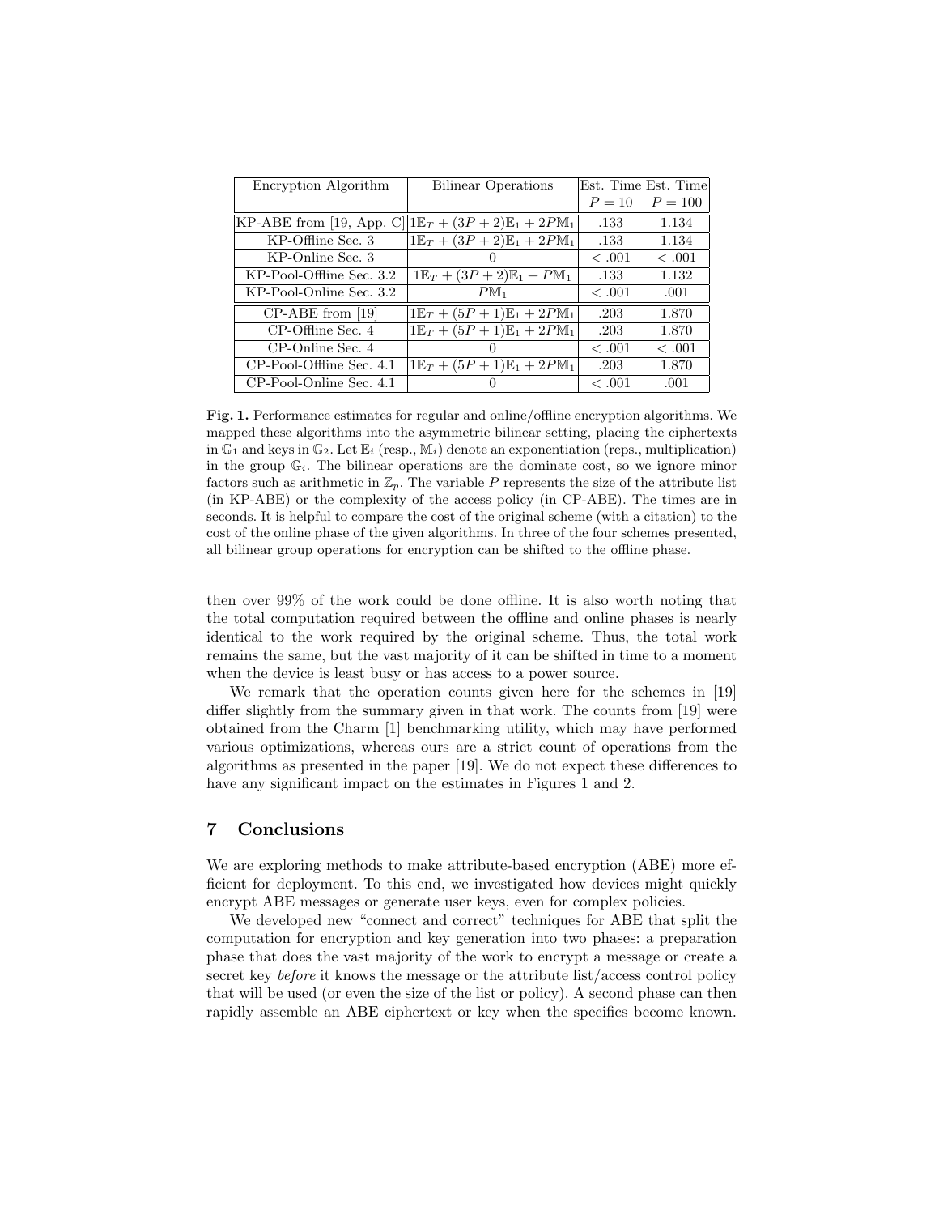| Encryption Algorithm | Bilinear Operations | Est. Time $P = 10$ | Est. Time $P = 100$ |
| --- | --- | --- | --- |
| KP-ABE from [19, App. C] | $1\mathbb{E}_T + (3P+2)\mathbb{E}_1 + 2P\mathbb{M}_1$ | .133 | 1.134 |
| KP-Offline Sec. 3 | $1\mathbb{E}_T + (3P+2)\mathbb{E}_1 + 2P\mathbb{M}_1$ | .133 | 1.134 |
| KP-Online Sec. 3 | 0 | $< .001$ | $< .001$ |
| KP-Pool-Offline Sec. 3.2 | $1\mathbb{E}_T + (3P+2)\mathbb{E}_1 + P\mathbb{M}_1$ | .133 | 1.132 |
| KP-Pool-Online Sec. 3.2 | $P\mathbb{M}_1$ | $< .001$ | .001 |
| CP-ABE from [19] | $1\mathbb{E}_T + (5P+1)\mathbb{E}_1 + 2P\mathbb{M}_1$ | .203 | 1.870 |
| CP-Offline Sec. 4 | $1\mathbb{E}_T + (5P+1)\mathbb{E}_1 + 2P\mathbb{M}_1$ | .203 | 1.870 |
| CP-Online Sec. 4 | 0 | $< .001$ | $< .001$ |
| CP-Pool-Offline Sec. 4.1 | $1\mathbb{E}_T + (5P+1)\mathbb{E}_1 + 2P\mathbb{M}_1$ | .203 | 1.870 |
| CP-Pool-Online Sec. 4.1 | 0 | $< .001$ | .001 |

**Fig. 1.** Performance estimates for regular and online/offline encryption algorithms. We mapped these algorithms into the asymmetric bilinear setting, placing the ciphertexts in $\mathbb{G}_1$ and keys in $\mathbb{G}_2$. Let $\mathbb{E}_i$ (resp., $\mathbb{M}_i$) denote an exponentiation (reps., multiplication) in the group $\mathbb{G}_i$. The bilinear operations are the dominate cost, so we ignore minor factors such as arithmetic in $\mathbb{Z}_p$. The variable $P$ represents the size of the attribute list (in KP-ABE) or the complexity of the access policy (in CP-ABE). The times are in seconds. It is helpful to compare the cost of the original scheme (with a citation) to the cost of the online phase of the given algorithms. In three of the four schemes presented, all bilinear group operations for encryption can be shifted to the offline phase.

then over 99% of the work could be done offline. It is also worth noting that the total computation required between the offline and online phases is nearly identical to the work required by the original scheme. Thus, the total work remains the same, but the vast majority of it can be shifted in time to a moment when the device is least busy or has access to a power source.

We remark that the operation counts given here for the schemes in [19] differ slightly from the summary given in that work. The counts from [19] were obtained from the Charm [1] benchmarking utility, which may have performed various optimizations, whereas ours are a strict count of operations from the algorithms as presented in the paper [19]. We do not expect these differences to have any significant impact on the estimates in Figures 1 and 2.

## 7 Conclusions

We are exploring methods to make attribute-based encryption (ABE) more efficient for deployment. To this end, we investigated how devices might quickly encrypt ABE messages or generate user keys, even for complex policies.

We developed new "connect and correct" techniques for ABE that split the computation for encryption and key generation into two phases: a preparation phase that does the vast majority of the work to encrypt a message or create a secret key *before* it knows the message or the attribute list/access control policy that will be used (or even the size of the list or policy). A second phase can then rapidly assemble an ABE ciphertext or key when the specifics become known.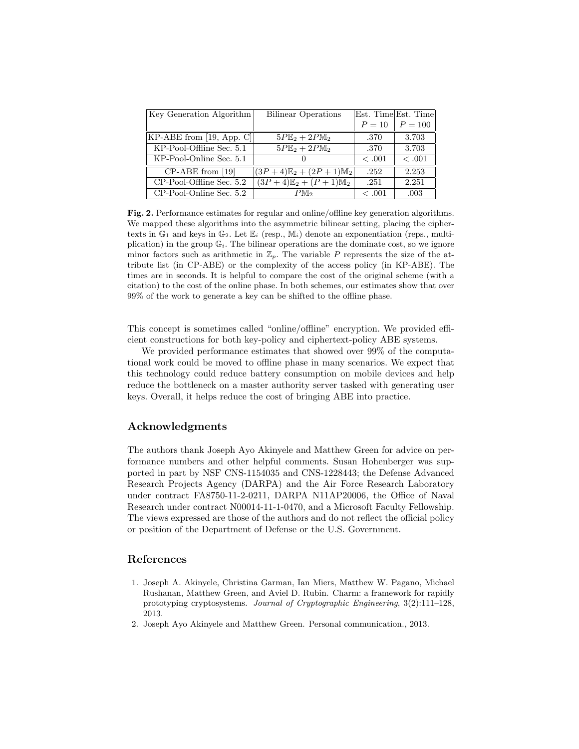| Key Generation Algorithm | Bilinear Operations | Est. Time $P = 10$ | Est. Time $P = 100$ |
|---|---|---|---|
| KP-ABE from [19, App. C] | $5P\mathbb{E}_2 + 2P\mathbb{M}_2$ | .370 | 3.703 |
| KP-Pool-Offline Sec. 5.1 | $5P\mathbb{E}_2 + 2P\mathbb{M}_2$ | .370 | 3.703 |
| KP-Pool-Online Sec. 5.1 | 0 | $< .001$ | $< .001$ |
| CP-ABE from [19] | $(3P+4)\mathbb{E}_2 + (2P+1)\mathbb{M}_2$ | .252 | 2.253 |
| CP-Pool-Offline Sec. 5.2 | $(3P+4)\mathbb{E}_2 + (P+1)\mathbb{M}_2$ | .251 | 2.251 |
| CP-Pool-Online Sec. 5.2 | $P\mathbb{M}_2$ | $< .001$ | .003 |

**Fig. 2.** Performance estimates for regular and online/offline key generation algorithms. We mapped these algorithms into the asymmetric bilinear setting, placing the ciphertexts in $\mathbb{G}_1$ and keys in $\mathbb{G}_2$. Let $\mathbb{E}_i$ (resp., $\mathbb{M}_i$) denote an exponentiation (reps., multiplication) in the group $\mathbb{G}_i$. The bilinear operations are the dominate cost, so we ignore minor factors such as arithmetic in $\mathbb{Z}_p$. The variable $P$ represents the size of the attribute list (in CP-ABE) or the complexity of the access policy (in KP-ABE). The times are in seconds. It is helpful to compare the cost of the original scheme (with a citation) to the cost of the online phase. In both schemes, our estimates show that over 99% of the work to generate a key can be shifted to the offline phase.

This concept is sometimes called "online/offline" encryption. We provided efficient constructions for both key-policy and ciphertext-policy ABE systems.

We provided performance estimates that showed over 99% of the computational work could be moved to offline phase in many scenarios. We expect that this technology could reduce battery consumption on mobile devices and help reduce the bottleneck on a master authority server tasked with generating user keys. Overall, it helps reduce the cost of bringing ABE into practice.

## Acknowledgments

The authors thank Joseph Ayo Akinyele and Matthew Green for advice on performance numbers and other helpful comments. Susan Hohenberger was supported in part by NSF CNS-1154035 and CNS-1228443; the Defense Advanced Research Projects Agency (DARPA) and the Air Force Research Laboratory under contract FA8750-11-2-0211, DARPA N11AP20006, the Office of Naval Research under contract N00014-11-1-0470, and a Microsoft Faculty Fellowship. The views expressed are those of the authors and do not reflect the official policy or position of the Department of Defense or the U.S. Government.

## References

1. Joseph A. Akinyele, Christina Garman, Ian Miers, Matthew W. Pagano, Michael Rushanan, Matthew Green, and Aviel D. Rubin. Charm: a framework for rapidly prototyping cryptosystems. *Journal of Cryptographic Engineering*, 3(2):111–128, 2013.
2. Joseph Ayo Akinyele and Matthew Green. Personal communication., 2013.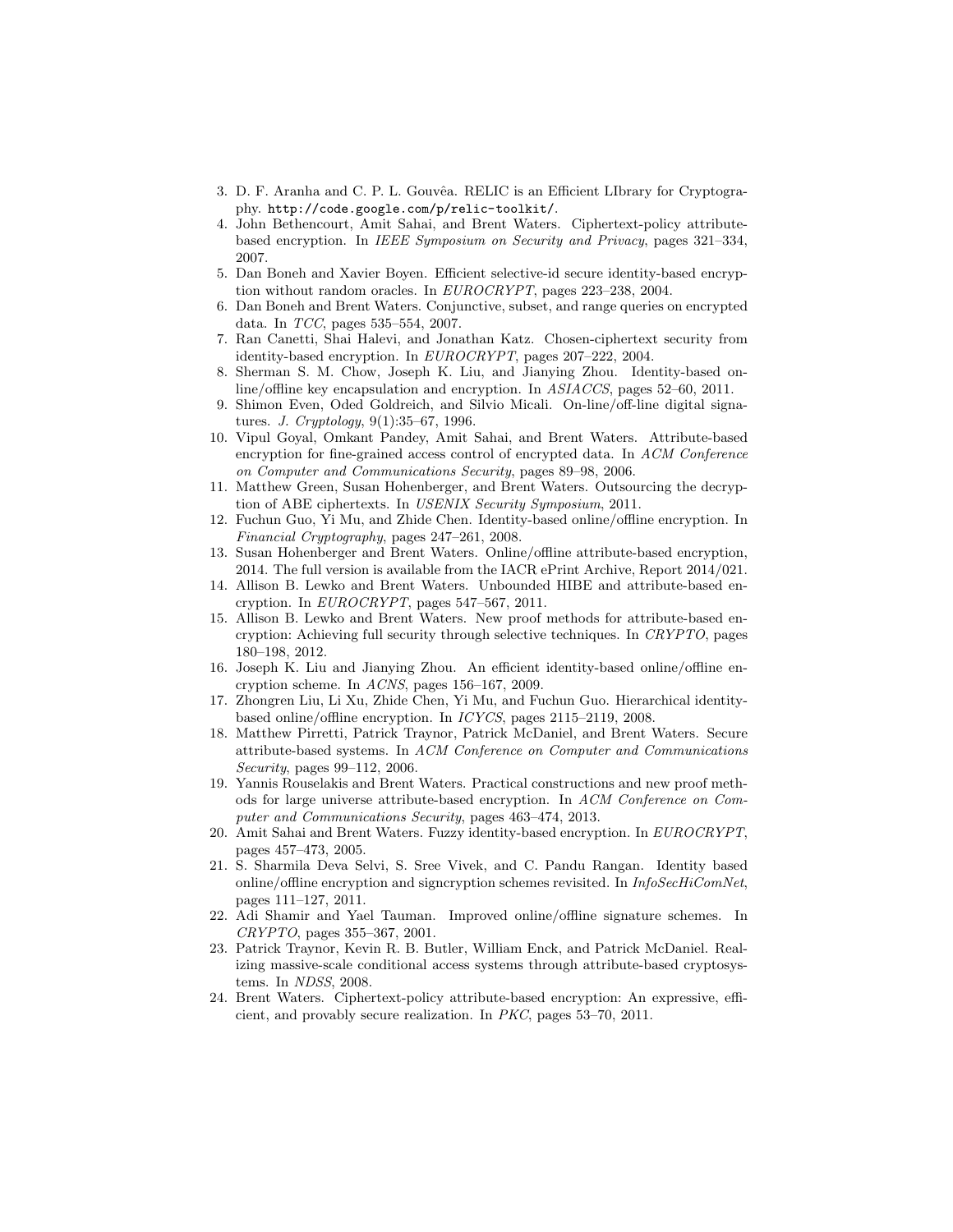3. D. F. Aranha and C. P. L. Gouvêa. RELIC is an Efficient LIbrary for Cryptography. http://code.google.com/p/relic-toolkit/.
4. John Bethencourt, Amit Sahai, and Brent Waters. Ciphertext-policy attribute-based encryption. In *IEEE Symposium on Security and Privacy*, pages 321–334, 2007.
5. Dan Boneh and Xavier Boyen. Efficient selective-id secure identity-based encryption without random oracles. In *EUROCRYPT*, pages 223–238, 2004.
6. Dan Boneh and Brent Waters. Conjunctive, subset, and range queries on encrypted data. In *TCC*, pages 535–554, 2007.
7. Ran Canetti, Shai Halevi, and Jonathan Katz. Chosen-ciphertext security from identity-based encryption. In *EUROCRYPT*, pages 207–222, 2004.
8. Sherman S. M. Chow, Joseph K. Liu, and Jianying Zhou. Identity-based online/offline key encapsulation and encryption. In *ASIACCS*, pages 52–60, 2011.
9. Shimon Even, Oded Goldreich, and Silvio Micali. On-line/off-line digital signatures. *J. Cryptology*, 9(1):35–67, 1996.
10. Vipul Goyal, Omkant Pandey, Amit Sahai, and Brent Waters. Attribute-based encryption for fine-grained access control of encrypted data. In *ACM Conference on Computer and Communications Security*, pages 89–98, 2006.
11. Matthew Green, Susan Hohenberger, and Brent Waters. Outsourcing the decryption of ABE ciphertexts. In *USENIX Security Symposium*, 2011.
12. Fuchun Guo, Yi Mu, and Zhide Chen. Identity-based online/offline encryption. In *Financial Cryptography*, pages 247–261, 2008.
13. Susan Hohenberger and Brent Waters. Online/offline attribute-based encryption, 2014. The full version is available from the IACR ePrint Archive, Report 2014/021.
14. Allison B. Lewko and Brent Waters. Unbounded HIBE and attribute-based encryption. In *EUROCRYPT*, pages 547–567, 2011.
15. Allison B. Lewko and Brent Waters. New proof methods for attribute-based encryption: Achieving full security through selective techniques. In *CRYPTO*, pages 180–198, 2012.
16. Joseph K. Liu and Jianying Zhou. An efficient identity-based online/offline encryption scheme. In *ACNS*, pages 156–167, 2009.
17. Zhongren Liu, Li Xu, Zhide Chen, Yi Mu, and Fuchun Guo. Hierarchical identity-based online/offline encryption. In *ICYCS*, pages 2115–2119, 2008.
18. Matthew Pirretti, Patrick Traynor, Patrick McDaniel, and Brent Waters. Secure attribute-based systems. In *ACM Conference on Computer and Communications Security*, pages 99–112, 2006.
19. Yannis Rouselakis and Brent Waters. Practical constructions and new proof methods for large universe attribute-based encryption. In *ACM Conference on Computer and Communications Security*, pages 463–474, 2013.
20. Amit Sahai and Brent Waters. Fuzzy identity-based encryption. In *EUROCRYPT*, pages 457–473, 2005.
21. S. Sharmila Deva Selvi, S. Sree Vivek, and C. Pandu Rangan. Identity based online/offline encryption and signcryption schemes revisited. In *InfoSecHiComNet*, pages 111–127, 2011.
22. Adi Shamir and Yael Tauman. Improved online/offline signature schemes. In *CRYPTO*, pages 355–367, 2001.
23. Patrick Traynor, Kevin R. B. Butler, William Enck, and Patrick McDaniel. Realizing massive-scale conditional access systems through attribute-based cryptosystems. In *NDSS*, 2008.
24. Brent Waters. Ciphertext-policy attribute-based encryption: An expressive, efficient, and provably secure realization. In *PKC*, pages 53–70, 2011.